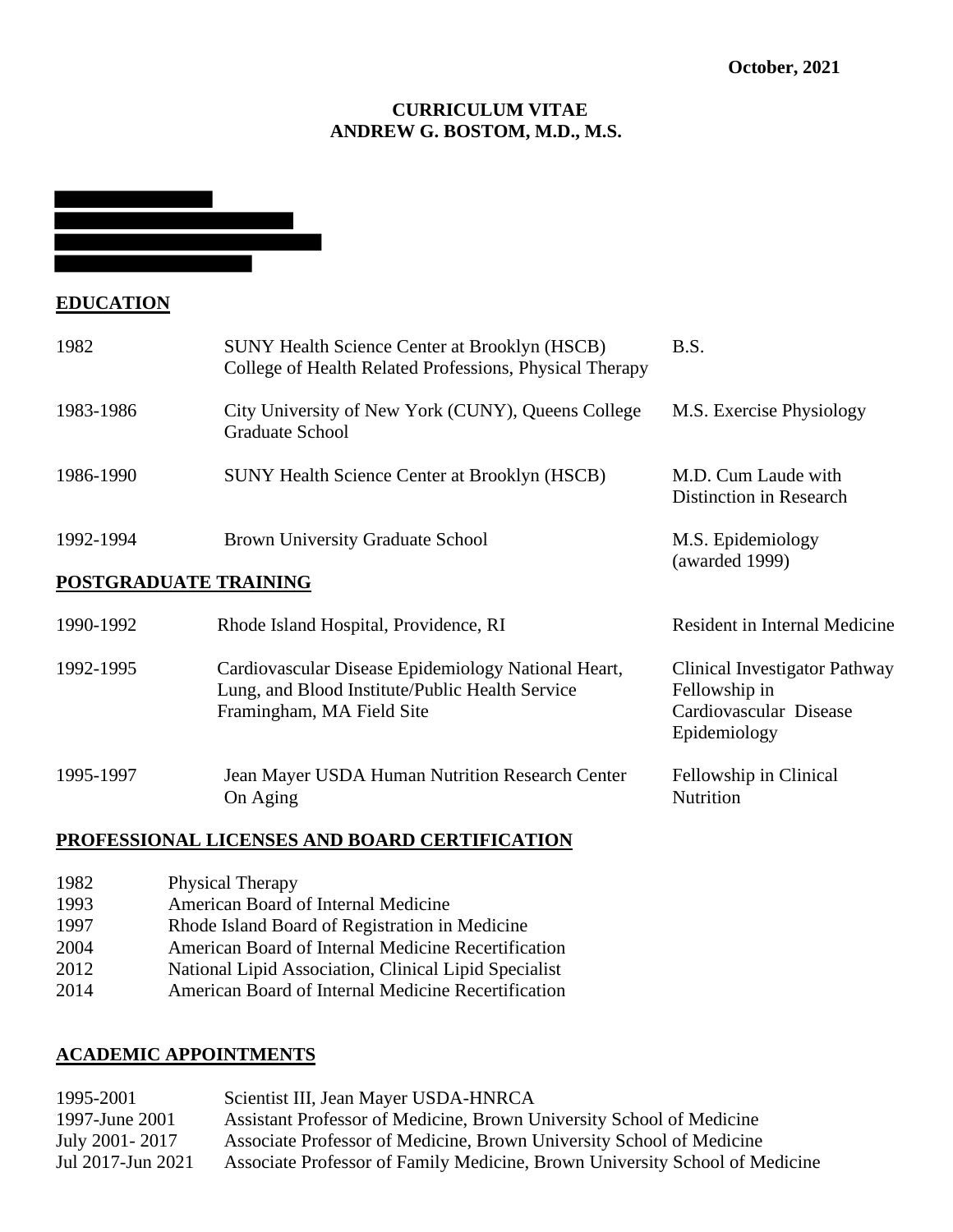**October, 2021**

# CURRICULUM VITAE
# ANDREW G. BOSTOM, M.D., M.S.

## EDUCATION

| | | |
|---|---|---|
| 1982 | SUNY Health Science Center at Brooklyn (HSCB) College of Health Related Professions, Physical Therapy | B.S. |
| 1983-1986 | City University of New York (CUNY), Queens College Graduate School | M.S. Exercise Physiology |
| 1986-1990 | SUNY Health Science Center at Brooklyn (HSCB) | M.D. Cum Laude with Distinction in Research |
| 1992-1994 | Brown University Graduate School | M.S. Epidemiology (awarded 1999) |

## POSTGRADUATE TRAINING

| | | |
|---|---|---|
| 1990-1992 | Rhode Island Hospital, Providence, RI | Resident in Internal Medicine |
| 1992-1995 | Cardiovascular Disease Epidemiology National Heart, Lung, and Blood Institute/Public Health Service Framingham, MA Field Site | Clinical Investigator Pathway Fellowship in Cardiovascular Disease Epidemiology |
| 1995-1997 | Jean Mayer USDA Human Nutrition Research Center On Aging | Fellowship in Clinical Nutrition |

## PROFESSIONAL LICENSES AND BOARD CERTIFICATION

| | |
|---|---|
| 1982 | Physical Therapy |
| 1993 | American Board of Internal Medicine |
| 1997 | Rhode Island Board of Registration in Medicine |
| 2004 | American Board of Internal Medicine Recertification |
| 2012 | National Lipid Association, Clinical Lipid Specialist |
| 2014 | American Board of Internal Medicine Recertification |

## ACADEMIC APPOINTMENTS

| | |
|---|---|
| 1995-2001 | Scientist III, Jean Mayer USDA-HNRCA |
| 1997-June 2001 | Assistant Professor of Medicine, Brown University School of Medicine |
| July 2001- 2017 | Associate Professor of Medicine, Brown University School of Medicine |
| Jul 2017-Jun 2021 | Associate Professor of Family Medicine, Brown University School of Medicine |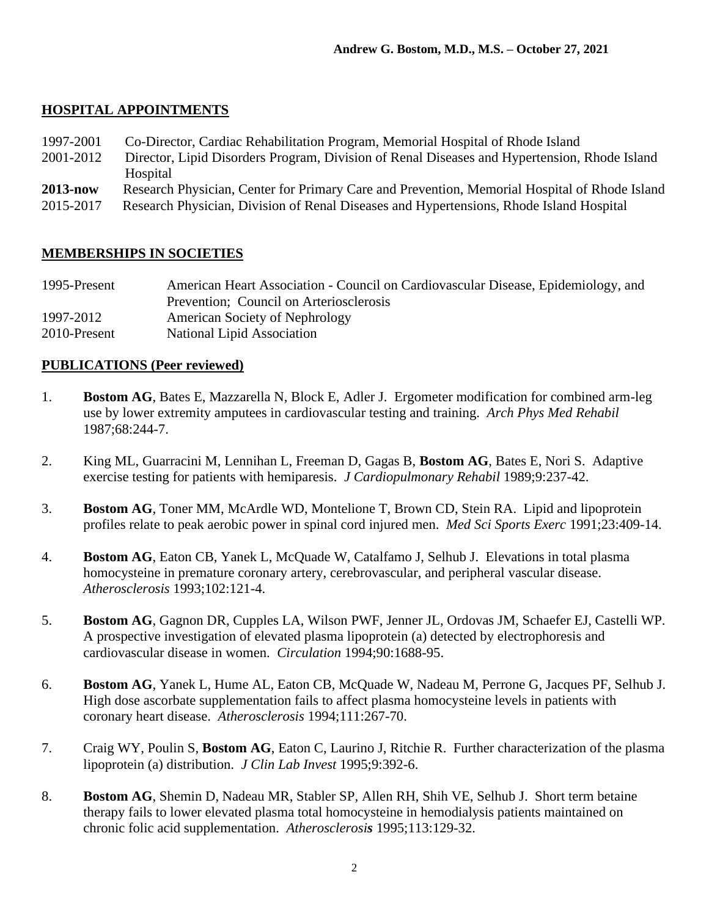## HOSPITAL APPOINTMENTS

1997-2001 Co-Director, Cardiac Rehabilitation Program, Memorial Hospital of Rhode Island
2001-2012 Director, Lipid Disorders Program, Division of Renal Diseases and Hypertension, Rhode Island Hospital
**2013-now** Research Physician, Center for Primary Care and Prevention, Memorial Hospital of Rhode Island
2015-2017 Research Physician, Division of Renal Diseases and Hypertensions, Rhode Island Hospital

## MEMBERSHIPS IN SOCIETIES

1995-Present American Heart Association - Council on Cardiovascular Disease, Epidemiology, and Prevention; Council on Arteriosclerosis
1997-2012 American Society of Nephrology
2010-Present National Lipid Association

## PUBLICATIONS (Peer reviewed)

1. **Bostom AG**, Bates E, Mazzarella N, Block E, Adler J. Ergometer modification for combined arm-leg use by lower extremity amputees in cardiovascular testing and training. *Arch Phys Med Rehabil* 1987;68:244-7.

2. King ML, Guarracini M, Lennihan L, Freeman D, Gagas B, **Bostom AG**, Bates E, Nori S. Adaptive exercise testing for patients with hemiparesis. *J Cardiopulmonary Rehabil* 1989;9:237-42.

3. **Bostom AG**, Toner MM, McArdle WD, Montelione T, Brown CD, Stein RA. Lipid and lipoprotein profiles relate to peak aerobic power in spinal cord injured men. *Med Sci Sports Exerc* 1991;23:409-14.

4. **Bostom AG**, Eaton CB, Yanek L, McQuade W, Catalfamo J, Selhub J. Elevations in total plasma homocysteine in premature coronary artery, cerebrovascular, and peripheral vascular disease. *Atherosclerosis* 1993;102:121-4.

5. **Bostom AG**, Gagnon DR, Cupples LA, Wilson PWF, Jenner JL, Ordovas JM, Schaefer EJ, Castelli WP. A prospective investigation of elevated plasma lipoprotein (a) detected by electrophoresis and cardiovascular disease in women. *Circulation* 1994;90:1688-95.

6. **Bostom AG**, Yanek L, Hume AL, Eaton CB, McQuade W, Nadeau M, Perrone G, Jacques PF, Selhub J. High dose ascorbate supplementation fails to affect plasma homocysteine levels in patients with coronary heart disease. *Atherosclerosis* 1994;111:267-70.

7. Craig WY, Poulin S, **Bostom AG**, Eaton C, Laurino J, Ritchie R. Further characterization of the plasma lipoprotein (a) distribution. *J Clin Lab Invest* 1995;9:392-6.

8. **Bostom AG**, Shemin D, Nadeau MR, Stabler SP, Allen RH, Shih VE, Selhub J. Short term betaine therapy fails to lower elevated plasma total homocysteine in hemodialysis patients maintained on chronic folic acid supplementation. *Atherosclerosis* 1995;113:129-32.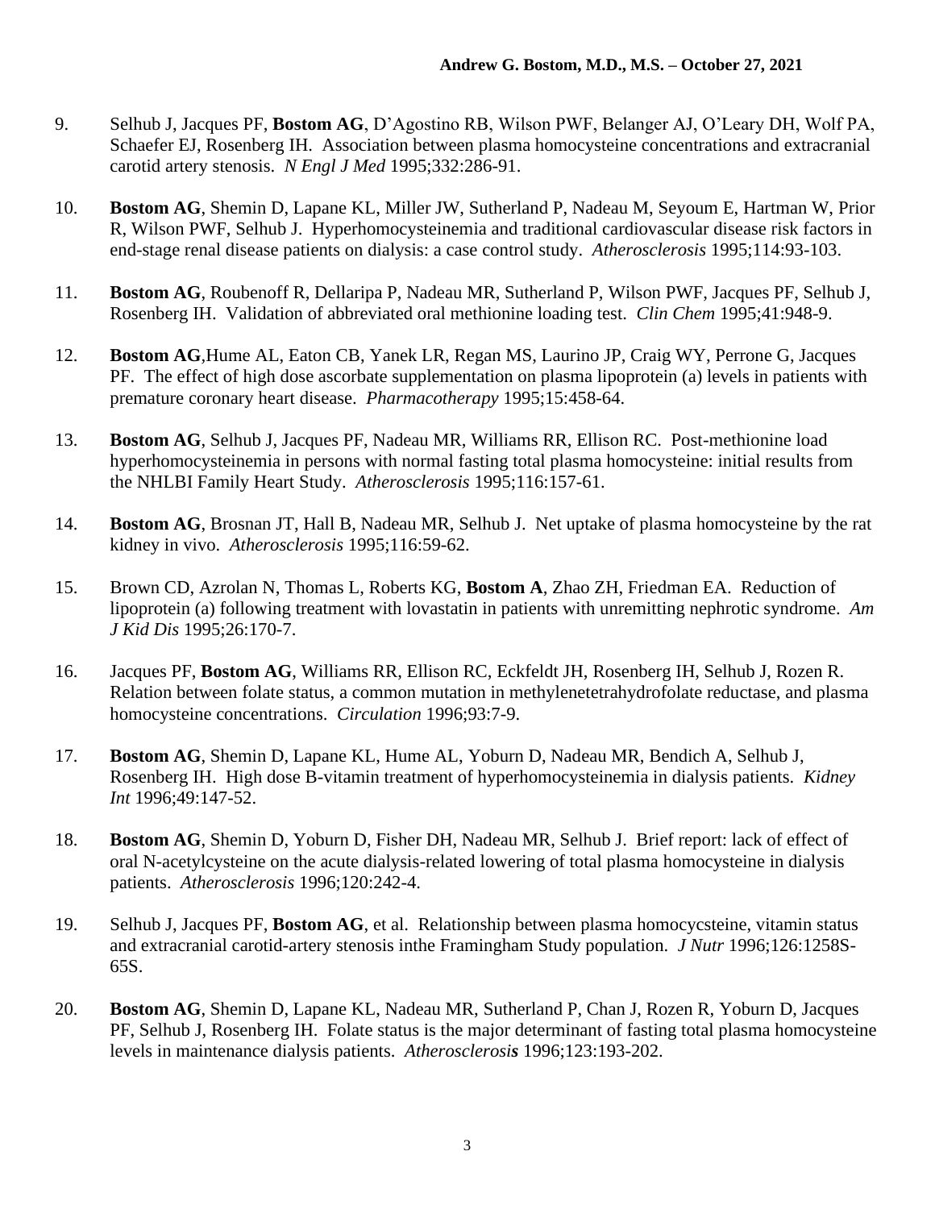9. Selhub J, Jacques PF, **Bostom AG**, D'Agostino RB, Wilson PWF, Belanger AJ, O'Leary DH, Wolf PA, Schaefer EJ, Rosenberg IH. Association between plasma homocysteine concentrations and extracranial carotid artery stenosis. *N Engl J Med* 1995;332:286-91.

10. **Bostom AG**, Shemin D, Lapane KL, Miller JW, Sutherland P, Nadeau M, Seyoum E, Hartman W, Prior R, Wilson PWF, Selhub J. Hyperhomocysteinemia and traditional cardiovascular disease risk factors in end-stage renal disease patients on dialysis: a case control study. *Atherosclerosis* 1995;114:93-103.

11. **Bostom AG**, Roubenoff R, Dellaripa P, Nadeau MR, Sutherland P, Wilson PWF, Jacques PF, Selhub J, Rosenberg IH. Validation of abbreviated oral methionine loading test. *Clin Chem* 1995;41:948-9.

12. **Bostom AG**,Hume AL, Eaton CB, Yanek LR, Regan MS, Laurino JP, Craig WY, Perrone G, Jacques PF. The effect of high dose ascorbate supplementation on plasma lipoprotein (a) levels in patients with premature coronary heart disease. *Pharmacotherapy* 1995;15:458-64.

13. **Bostom AG**, Selhub J, Jacques PF, Nadeau MR, Williams RR, Ellison RC. Post-methionine load hyperhomocysteinemia in persons with normal fasting total plasma homocysteine: initial results from the NHLBI Family Heart Study. *Atherosclerosis* 1995;116:157-61.

14. **Bostom AG**, Brosnan JT, Hall B, Nadeau MR, Selhub J. Net uptake of plasma homocysteine by the rat kidney in vivo. *Atherosclerosis* 1995;116:59-62.

15. Brown CD, Azrolan N, Thomas L, Roberts KG, **Bostom A**, Zhao ZH, Friedman EA. Reduction of lipoprotein (a) following treatment with lovastatin in patients with unremitting nephrotic syndrome. *Am J Kid Dis* 1995;26:170-7.

16. Jacques PF, **Bostom AG**, Williams RR, Ellison RC, Eckfeldt JH, Rosenberg IH, Selhub J, Rozen R. Relation between folate status, a common mutation in methylenetetrahydrofolate reductase, and plasma homocysteine concentrations. *Circulation* 1996;93:7-9.

17. **Bostom AG**, Shemin D, Lapane KL, Hume AL, Yoburn D, Nadeau MR, Bendich A, Selhub J, Rosenberg IH. High dose B-vitamin treatment of hyperhomocysteinemia in dialysis patients. *Kidney Int* 1996;49:147-52.

18. **Bostom AG**, Shemin D, Yoburn D, Fisher DH, Nadeau MR, Selhub J. Brief report: lack of effect of oral N-acetylcysteine on the acute dialysis-related lowering of total plasma homocysteine in dialysis patients. *Atherosclerosis* 1996;120:242-4.

19. Selhub J, Jacques PF, **Bostom AG**, et al. Relationship between plasma homocycsteine, vitamin status and extracranial carotid-artery stenosis inthe Framingham Study population. *J Nutr* 1996;126:1258S-65S.

20. **Bostom AG**, Shemin D, Lapane KL, Nadeau MR, Sutherland P, Chan J, Rozen R, Yoburn D, Jacques PF, Selhub J, Rosenberg IH. Folate status is the major determinant of fasting total plasma homocysteine levels in maintenance dialysis patients. *Atherosclerosis* 1996;123:193-202.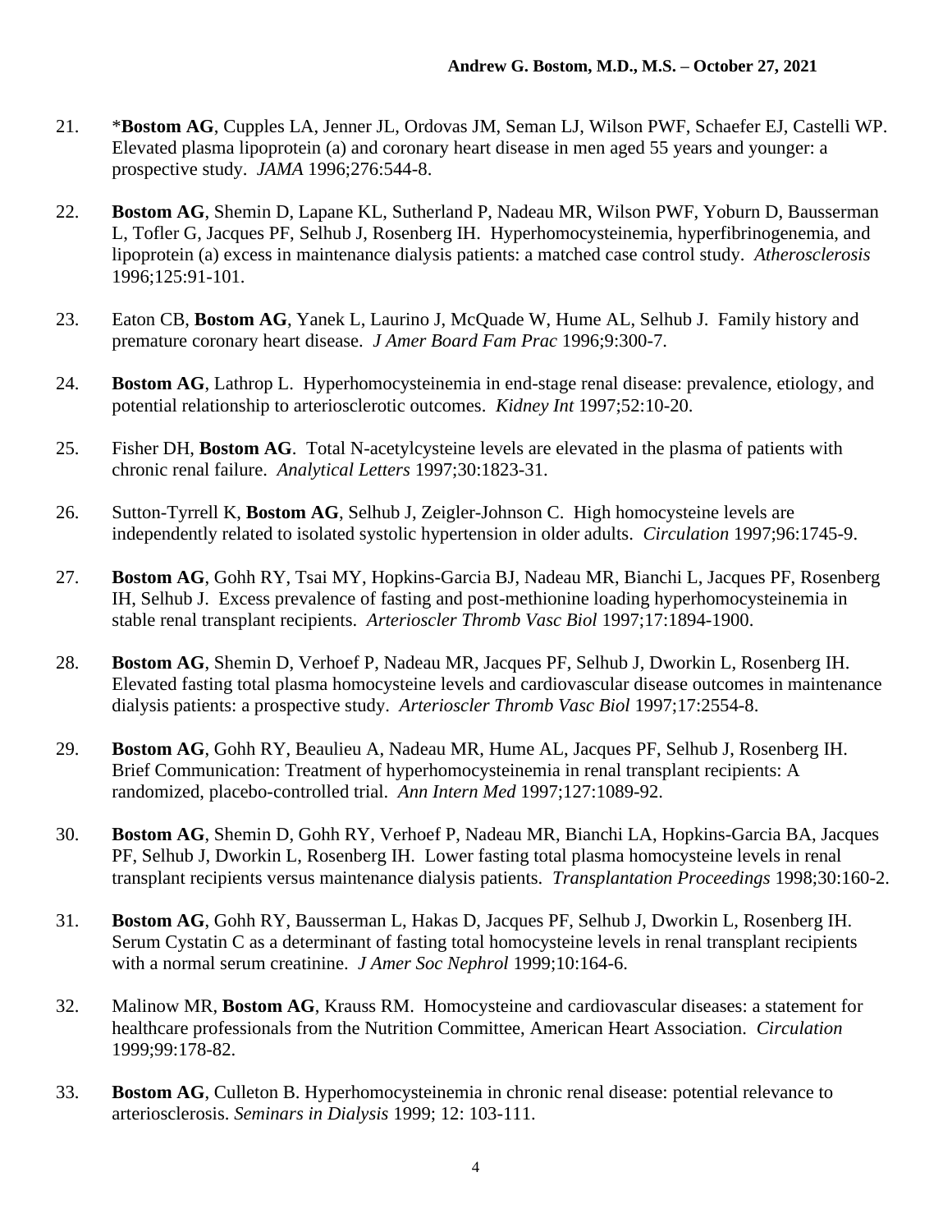21. *__Bostom AG__, Cupples LA, Jenner JL, Ordovas JM, Seman LJ, Wilson PWF, Schaefer EJ, Castelli WP. Elevated plasma lipoprotein (a) and coronary heart disease in men aged 55 years and younger: a prospective study. *JAMA* 1996;276:544-8.

22. **Bostom AG**, Shemin D, Lapane KL, Sutherland P, Nadeau MR, Wilson PWF, Yoburn D, Bausserman L, Tofler G, Jacques PF, Selhub J, Rosenberg IH. Hyperhomocysteinemia, hyperfibrinogenemia, and lipoprotein (a) excess in maintenance dialysis patients: a matched case control study. *Atherosclerosis* 1996;125:91-101.

23. Eaton CB, **Bostom AG**, Yanek L, Laurino J, McQuade W, Hume AL, Selhub J. Family history and premature coronary heart disease. *J Amer Board Fam Prac* 1996;9:300-7.

24. **Bostom AG**, Lathrop L. Hyperhomocysteinemia in end-stage renal disease: prevalence, etiology, and potential relationship to arteriosclerotic outcomes. *Kidney Int* 1997;52:10-20.

25. Fisher DH, **Bostom AG**. Total N-acetylcysteine levels are elevated in the plasma of patients with chronic renal failure. *Analytical Letters* 1997;30:1823-31.

26. Sutton-Tyrrell K, **Bostom AG**, Selhub J, Zeigler-Johnson C. High homocysteine levels are independently related to isolated systolic hypertension in older adults. *Circulation* 1997;96:1745-9.

27. **Bostom AG**, Gohh RY, Tsai MY, Hopkins-Garcia BJ, Nadeau MR, Bianchi L, Jacques PF, Rosenberg IH, Selhub J. Excess prevalence of fasting and post-methionine loading hyperhomocysteinemia in stable renal transplant recipients. *Arterioscler Thromb Vasc Biol* 1997;17:1894-1900.

28. **Bostom AG**, Shemin D, Verhoef P, Nadeau MR, Jacques PF, Selhub J, Dworkin L, Rosenberg IH. Elevated fasting total plasma homocysteine levels and cardiovascular disease outcomes in maintenance dialysis patients: a prospective study. *Arterioscler Thromb Vasc Biol* 1997;17:2554-8.

29. **Bostom AG**, Gohh RY, Beaulieu A, Nadeau MR, Hume AL, Jacques PF, Selhub J, Rosenberg IH. Brief Communication: Treatment of hyperhomocysteinemia in renal transplant recipients: A randomized, placebo-controlled trial. *Ann Intern Med* 1997;127:1089-92.

30. **Bostom AG**, Shemin D, Gohh RY, Verhoef P, Nadeau MR, Bianchi LA, Hopkins-Garcia BA, Jacques PF, Selhub J, Dworkin L, Rosenberg IH. Lower fasting total plasma homocysteine levels in renal transplant recipients versus maintenance dialysis patients. *Transplantation Proceedings* 1998;30:160-2.

31. **Bostom AG**, Gohh RY, Bausserman L, Hakas D, Jacques PF, Selhub J, Dworkin L, Rosenberg IH. Serum Cystatin C as a determinant of fasting total homocysteine levels in renal transplant recipients with a normal serum creatinine. *J Amer Soc Nephrol* 1999;10:164-6.

32. Malinow MR, **Bostom AG**, Krauss RM. Homocysteine and cardiovascular diseases: a statement for healthcare professionals from the Nutrition Committee, American Heart Association. *Circulation* 1999;99:178-82.

33. **Bostom AG**, Culleton B. Hyperhomocysteinemia in chronic renal disease: potential relevance to arteriosclerosis. *Seminars in Dialysis* 1999; 12: 103-111.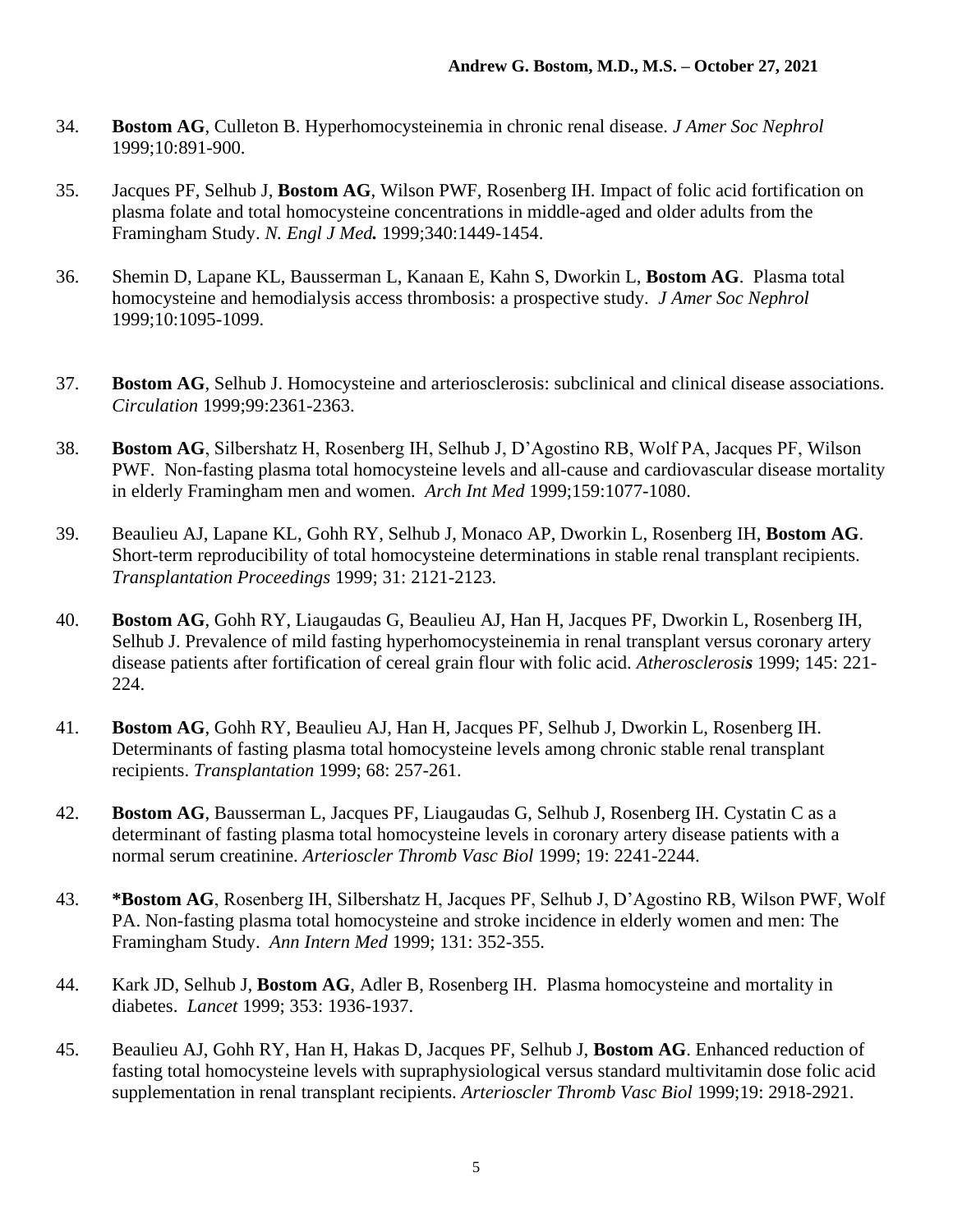34. **Bostom AG**, Culleton B. Hyperhomocysteinemia in chronic renal disease. *J Amer Soc Nephrol* 1999;10:891-900.

35. Jacques PF, Selhub J, **Bostom AG**, Wilson PWF, Rosenberg IH. Impact of folic acid fortification on plasma folate and total homocysteine concentrations in middle-aged and older adults from the Framingham Study. *N. Engl J **Med.*** 1999;340:1449-1454.

36. Shemin D, Lapane KL, Bausserman L, Kanaan E, Kahn S, Dworkin L, **Bostom AG**. Plasma total homocysteine and hemodialysis access thrombosis: a prospective study. *J Amer Soc Nephrol* 1999;10:1095-1099.

37. **Bostom AG**, Selhub J. Homocysteine and arteriosclerosis: subclinical and clinical disease associations. *Circulation* 1999;99:2361-2363.

38. **Bostom AG**, Silbershatz H, Rosenberg IH, Selhub J, D'Agostino RB, Wolf PA, Jacques PF, Wilson PWF. Non-fasting plasma total homocysteine levels and all-cause and cardiovascular disease mortality in elderly Framingham men and women. *Arch Int Med* 1999;159:1077-1080.

39. Beaulieu AJ, Lapane KL, Gohh RY, Selhub J, Monaco AP, Dworkin L, Rosenberg IH, **Bostom AG**. Short-term reproducibility of total homocysteine determinations in stable renal transplant recipients. *Transplantation Proceedings* 1999; 31: 2121-2123.

40. **Bostom AG**, Gohh RY, Liaugaudas G, Beaulieu AJ, Han H, Jacques PF, Dworkin L, Rosenberg IH, Selhub J. Prevalence of mild fasting hyperhomocysteinemia in renal transplant versus coronary artery disease patients after fortification of cereal grain flour with folic acid. *Atherosclerosi**s*** 1999; 145: 221-224.

41. **Bostom AG**, Gohh RY, Beaulieu AJ, Han H, Jacques PF, Selhub J, Dworkin L, Rosenberg IH. Determinants of fasting plasma total homocysteine levels among chronic stable renal transplant recipients. *Transplantation* 1999; 68: 257-261.

42. **Bostom AG**, Bausserman L, Jacques PF, Liaugaudas G, Selhub J, Rosenberg IH. Cystatin C as a determinant of fasting plasma total homocysteine levels in coronary artery disease patients with a normal serum creatinine. *Arterioscler Thromb Vasc Biol* 1999; 19: 2241-2244.

43. ***Bostom AG**, Rosenberg IH, Silbershatz H, Jacques PF, Selhub J, D'Agostino RB, Wilson PWF, Wolf PA. Non-fasting plasma total homocysteine and stroke incidence in elderly women and men: The Framingham Study. *Ann Intern Med* 1999; 131: 352-355.

44. Kark JD, Selhub J, **Bostom AG**, Adler B, Rosenberg IH. Plasma homocysteine and mortality in diabetes. *Lancet* 1999; 353: 1936-1937.

45. Beaulieu AJ, Gohh RY, Han H, Hakas D, Jacques PF, Selhub J, **Bostom AG**. Enhanced reduction of fasting total homocysteine levels with supraphysiological versus standard multivitamin dose folic acid supplementation in renal transplant recipients. *Arterioscler Thromb Vasc Biol* 1999;19: 2918-2921.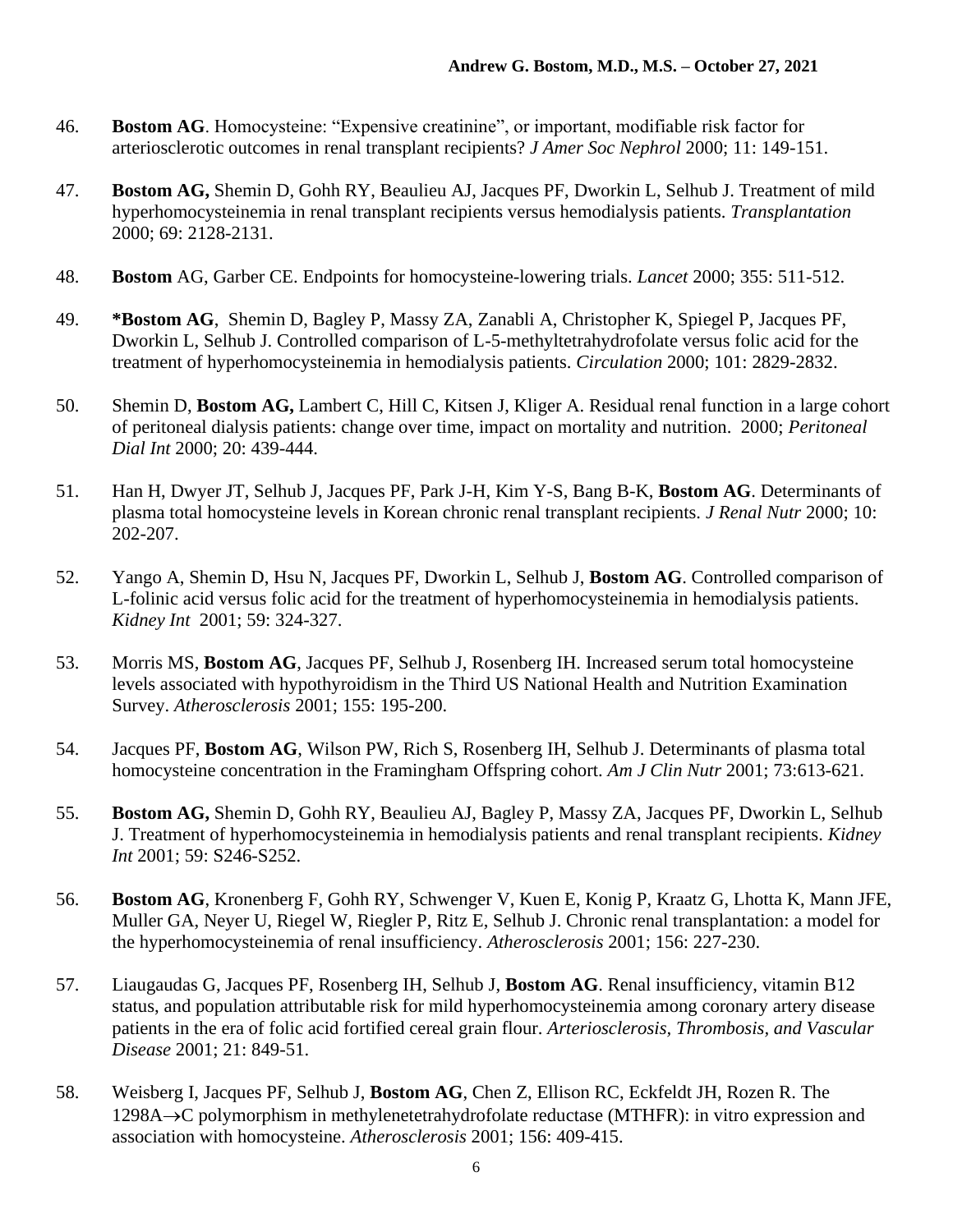46. **Bostom AG**. Homocysteine: "Expensive creatinine", or important, modifiable risk factor for arteriosclerotic outcomes in renal transplant recipients? *J Amer Soc Nephrol* 2000; 11: 149-151.

47. **Bostom AG,** Shemin D, Gohh RY, Beaulieu AJ, Jacques PF, Dworkin L, Selhub J. Treatment of mild hyperhomocysteinemia in renal transplant recipients versus hemodialysis patients. *Transplantation* 2000; 69: 2128-2131.

48. **Bostom** AG, Garber CE. Endpoints for homocysteine-lowering trials. *Lancet* 2000; 355: 511-512.

49. **\*Bostom AG**, Shemin D, Bagley P, Massy ZA, Zanabli A, Christopher K, Spiegel P, Jacques PF, Dworkin L, Selhub J. Controlled comparison of L-5-methyltetrahydrofolate versus folic acid for the treatment of hyperhomocysteinemia in hemodialysis patients. *Circulation* 2000; 101: 2829-2832.

50. Shemin D, **Bostom AG,** Lambert C, Hill C, Kitsen J, Kliger A. Residual renal function in a large cohort of peritoneal dialysis patients: change over time, impact on mortality and nutrition. 2000; *Peritoneal Dial Int* 2000; 20: 439-444.

51. Han H, Dwyer JT, Selhub J, Jacques PF, Park J-H, Kim Y-S, Bang B-K, **Bostom AG**. Determinants of plasma total homocysteine levels in Korean chronic renal transplant recipients. *J Renal Nutr* 2000; 10: 202-207.

52. Yango A, Shemin D, Hsu N, Jacques PF, Dworkin L, Selhub J, **Bostom AG**. Controlled comparison of L-folinic acid versus folic acid for the treatment of hyperhomocysteinemia in hemodialysis patients. *Kidney Int* 2001; 59: 324-327.

53. Morris MS, **Bostom AG**, Jacques PF, Selhub J, Rosenberg IH. Increased serum total homocysteine levels associated with hypothyroidism in the Third US National Health and Nutrition Examination Survey. *Atherosclerosis* 2001; 155: 195-200.

54. Jacques PF, **Bostom AG**, Wilson PW, Rich S, Rosenberg IH, Selhub J. Determinants of plasma total homocysteine concentration in the Framingham Offspring cohort. *Am J Clin Nutr* 2001; 73:613-621.

55. **Bostom AG,** Shemin D, Gohh RY, Beaulieu AJ, Bagley P, Massy ZA, Jacques PF, Dworkin L, Selhub J. Treatment of hyperhomocysteinemia in hemodialysis patients and renal transplant recipients. *Kidney Int* 2001; 59: S246-S252.

56. **Bostom AG**, Kronenberg F, Gohh RY, Schwenger V, Kuen E, Konig P, Kraatz G, Lhotta K, Mann JFE, Muller GA, Neyer U, Riegel W, Riegler P, Ritz E, Selhub J. Chronic renal transplantation: a model for the hyperhomocysteinemia of renal insufficiency. *Atherosclerosis* 2001; 156: 227-230.

57. Liaugaudas G, Jacques PF, Rosenberg IH, Selhub J, **Bostom AG**. Renal insufficiency, vitamin B12 status, and population attributable risk for mild hyperhomocysteinemia among coronary artery disease patients in the era of folic acid fortified cereal grain flour. *Arteriosclerosis, Thrombosis, and Vascular Disease* 2001; 21: 849-51.

58. Weisberg I, Jacques PF, Selhub J, **Bostom AG**, Chen Z, Ellison RC, Eckfeldt JH, Rozen R. The 1298A→C polymorphism in methylenetetrahydrofolate reductase (MTHFR): in vitro expression and association with homocysteine. *Atherosclerosis* 2001; 156: 409-415.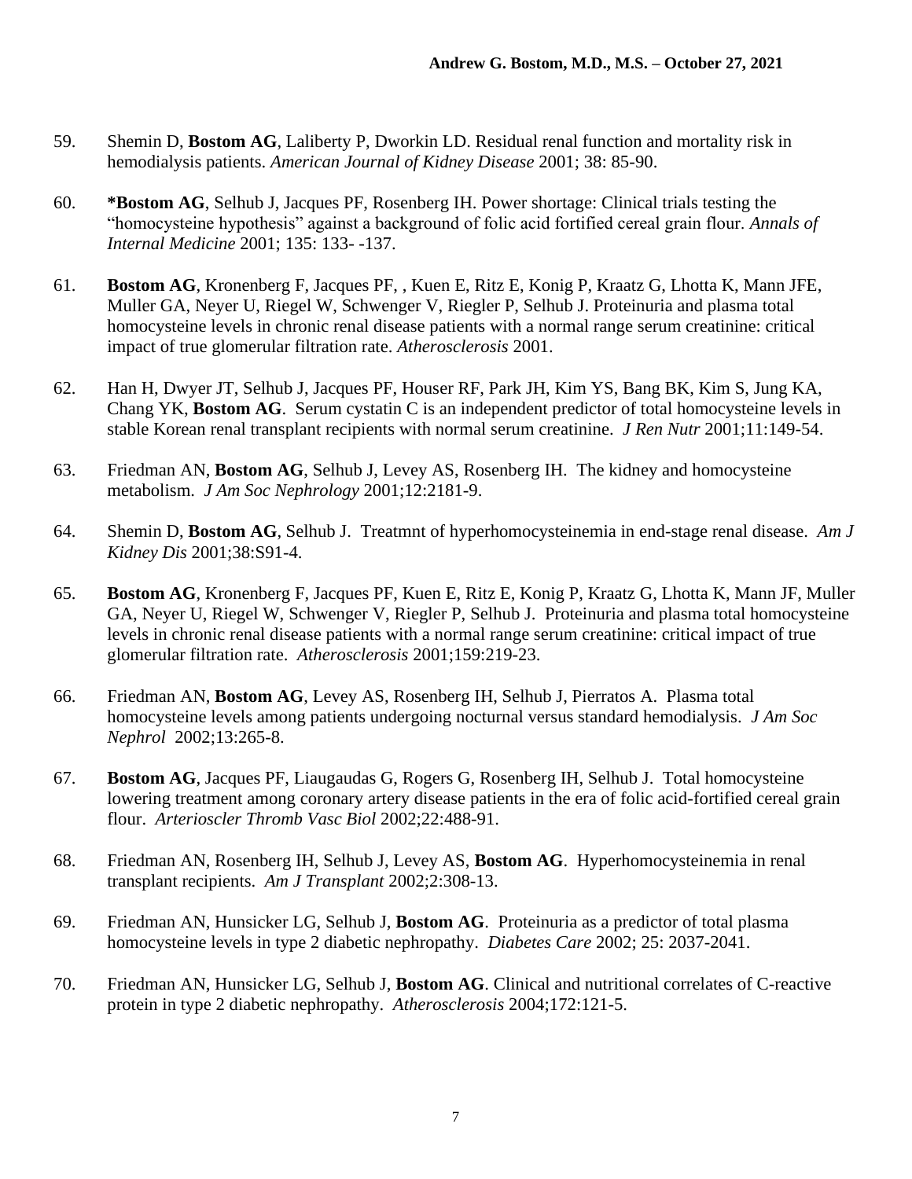59. Shemin D, **Bostom AG**, Laliberty P, Dworkin LD. Residual renal function and mortality risk in hemodialysis patients. *American Journal of Kidney Disease* 2001; 38: 85-90.

60. ***Bostom AG**, Selhub J, Jacques PF, Rosenberg IH. Power shortage: Clinical trials testing the "homocysteine hypothesis" against a background of folic acid fortified cereal grain flour. *Annals of Internal Medicine* 2001; 135: 133- -137.

61. **Bostom AG**, Kronenberg F, Jacques PF, , Kuen E, Ritz E, Konig P, Kraatz G, Lhotta K, Mann JFE, Muller GA, Neyer U, Riegel W, Schwenger V, Riegler P, Selhub J. Proteinuria and plasma total homocysteine levels in chronic renal disease patients with a normal range serum creatinine: critical impact of true glomerular filtration rate. *Atherosclerosis* 2001.

62. Han H, Dwyer JT, Selhub J, Jacques PF, Houser RF, Park JH, Kim YS, Bang BK, Kim S, Jung KA, Chang YK, **Bostom AG**. Serum cystatin C is an independent predictor of total homocysteine levels in stable Korean renal transplant recipients with normal serum creatinine. *J Ren Nutr* 2001;11:149-54.

63. Friedman AN, **Bostom AG**, Selhub J, Levey AS, Rosenberg IH. The kidney and homocysteine metabolism. *J Am Soc Nephrology* 2001;12:2181-9.

64. Shemin D, **Bostom AG**, Selhub J. Treatmnt of hyperhomocysteinemia in end-stage renal disease. *Am J Kidney Dis* 2001;38:S91-4.

65. **Bostom AG**, Kronenberg F, Jacques PF, Kuen E, Ritz E, Konig P, Kraatz G, Lhotta K, Mann JF, Muller GA, Neyer U, Riegel W, Schwenger V, Riegler P, Selhub J. Proteinuria and plasma total homocysteine levels in chronic renal disease patients with a normal range serum creatinine: critical impact of true glomerular filtration rate. *Atherosclerosis* 2001;159:219-23.

66. Friedman AN, **Bostom AG**, Levey AS, Rosenberg IH, Selhub J, Pierratos A. Plasma total homocysteine levels among patients undergoing nocturnal versus standard hemodialysis. *J Am Soc Nephrol* 2002;13:265-8.

67. **Bostom AG**, Jacques PF, Liaugaudas G, Rogers G, Rosenberg IH, Selhub J. Total homocysteine lowering treatment among coronary artery disease patients in the era of folic acid-fortified cereal grain flour. *Arterioscler Thromb Vasc Biol* 2002;22:488-91.

68. Friedman AN, Rosenberg IH, Selhub J, Levey AS, **Bostom AG**. Hyperhomocysteinemia in renal transplant recipients. *Am J Transplant* 2002;2:308-13.

69. Friedman AN, Hunsicker LG, Selhub J, **Bostom AG**. Proteinuria as a predictor of total plasma homocysteine levels in type 2 diabetic nephropathy. *Diabetes Care* 2002; 25: 2037-2041.

70. Friedman AN, Hunsicker LG, Selhub J, **Bostom AG**. Clinical and nutritional correlates of C-reactive protein in type 2 diabetic nephropathy. *Atherosclerosis* 2004;172:121-5.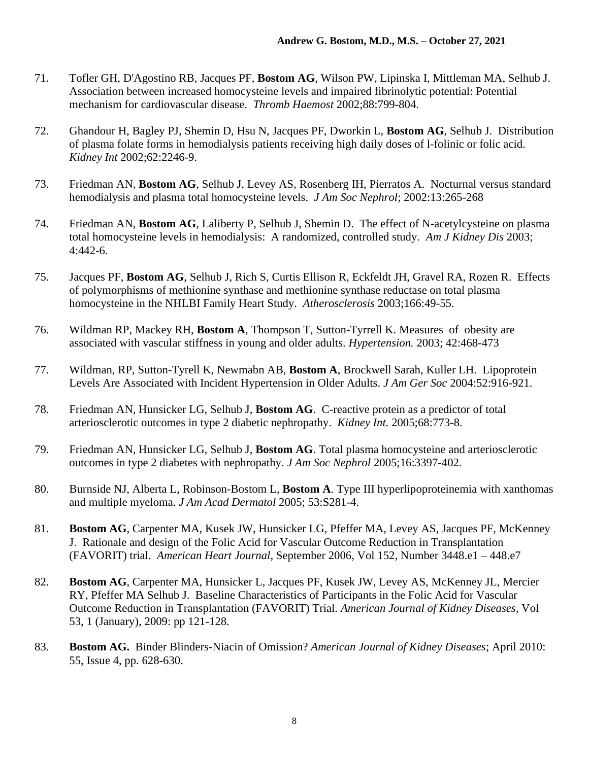71. Tofler GH, D'Agostino RB, Jacques PF, **Bostom AG**, Wilson PW, Lipinska I, Mittleman MA, Selhub J. Association between increased homocysteine levels and impaired fibrinolytic potential: Potential mechanism for cardiovascular disease. *Thromb Haemost* 2002;88:799-804.

72. Ghandour H, Bagley PJ, Shemin D, Hsu N, Jacques PF, Dworkin L, **Bostom AG**, Selhub J. Distribution of plasma folate forms in hemodialysis patients receiving high daily doses of l-folinic or folic acid. *Kidney Int* 2002;62:2246-9.

73. Friedman AN, **Bostom AG**, Selhub J, Levey AS, Rosenberg IH, Pierratos A. Nocturnal versus standard hemodialysis and plasma total homocysteine levels. *J Am Soc Nephrol*; 2002:13:265-268

74. Friedman AN, **Bostom AG**, Laliberty P, Selhub J, Shemin D. The effect of N-acetylcysteine on plasma total homocysteine levels in hemodialysis: A randomized, controlled study. *Am J Kidney Dis* 2003; 4:442-6.

75. Jacques PF, **Bostom AG**, Selhub J, Rich S, Curtis Ellison R, Eckfeldt JH, Gravel RA, Rozen R. Effects of polymorphisms of methionine synthase and methionine synthase reductase on total plasma homocysteine in the NHLBI Family Heart Study. *Atherosclerosis* 2003;166:49-55.

76. Wildman RP, Mackey RH, **Bostom A**, Thompson T, Sutton-Tyrrell K. Measures of obesity are associated with vascular stiffness in young and older adults. *Hypertension.* 2003; 42:468-473

77. Wildman, RP, Sutton-Tyrell K, Newmabn AB, **Bostom A**, Brockwell Sarah, Kuller LH. Lipoprotein Levels Are Associated with Incident Hypertension in Older Adults. *J Am Ger Soc* 2004:52:916-921.

78. Friedman AN, Hunsicker LG, Selhub J, **Bostom AG**. C-reactive protein as a predictor of total arteriosclerotic outcomes in type 2 diabetic nephropathy. *Kidney Int.* 2005;68:773-8.

79. Friedman AN, Hunsicker LG, Selhub J, **Bostom AG**. Total plasma homocysteine and arteriosclerotic outcomes in type 2 diabetes with nephropathy. *J Am Soc Nephrol* 2005;16:3397-402.

80. Burnside NJ, Alberta L, Robinson-Bostom L, **Bostom A**. Type III hyperlipoproteinemia with xanthomas and multiple myeloma. *J Am Acad Dermatol* 2005; 53:S281-4.

81. **Bostom AG**, Carpenter MA, Kusek JW, Hunsicker LG, Pfeffer MA, Levey AS, Jacques PF, McKenney J. Rationale and design of the Folic Acid for Vascular Outcome Reduction in Transplantation (FAVORIT) trial. *American Heart Journal*, September 2006, Vol 152, Number 3448.e1 – 448.e7

82. **Bostom AG**, Carpenter MA, Hunsicker L, Jacques PF, Kusek JW, Levey AS, McKenney JL, Mercier RY, Pfeffer MA Selhub J. Baseline Characteristics of Participants in the Folic Acid for Vascular Outcome Reduction in Transplantation (FAVORIT) Trial. *American Journal of Kidney Diseases*, Vol 53, 1 (January), 2009: pp 121-128.

83. **Bostom AG.** Binder Blinders-Niacin of Omission? *American Journal of Kidney Diseases*; April 2010: 55, Issue 4, pp. 628-630.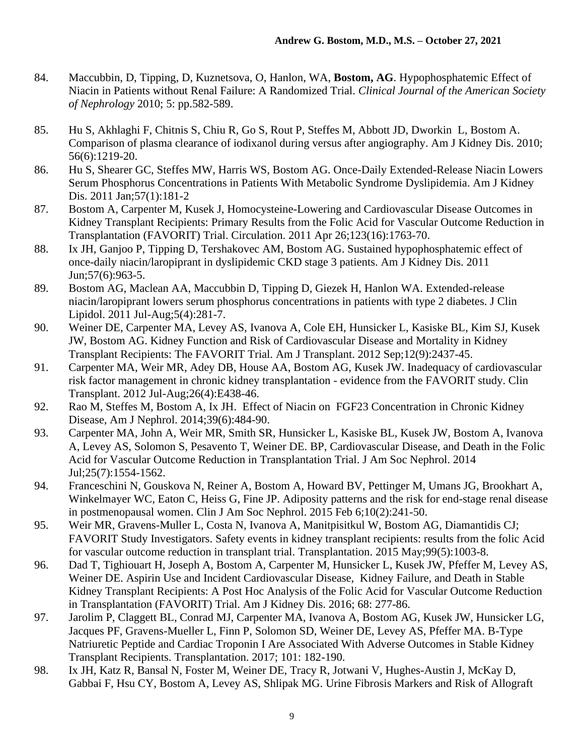84. Maccubbin, D, Tipping, D, Kuznetsova, O, Hanlon, WA, **Bostom, AG**. Hypophosphatemic Effect of Niacin in Patients without Renal Failure: A Randomized Trial. *Clinical Journal of the American Society of Nephrology* 2010; 5: pp.582-589.

85. Hu S, Akhlaghi F, Chitnis S, Chiu R, Go S, Rout P, Steffes M, Abbott JD, Dworkin L, Bostom A. Comparison of plasma clearance of iodixanol during versus after angiography. Am J Kidney Dis. 2010; 56(6):1219-20.
86. Hu S, Shearer GC, Steffes MW, Harris WS, Bostom AG. Once-Daily Extended-Release Niacin Lowers Serum Phosphorus Concentrations in Patients With Metabolic Syndrome Dyslipidemia. Am J Kidney Dis. 2011 Jan;57(1):181-2
87. Bostom A, Carpenter M, Kusek J, Homocysteine-Lowering and Cardiovascular Disease Outcomes in Kidney Transplant Recipients: Primary Results from the Folic Acid for Vascular Outcome Reduction in Transplantation (FAVORIT) Trial. Circulation. 2011 Apr 26;123(16):1763-70.
88. Ix JH, Ganjoo P, Tipping D, Tershakovec AM, Bostom AG. Sustained hypophosphatemic effect of once-daily niacin/laropiprant in dyslipidemic CKD stage 3 patients. Am J Kidney Dis. 2011 Jun;57(6):963-5.
89. Bostom AG, Maclean AA, Maccubbin D, Tipping D, Giezek H, Hanlon WA. Extended-release niacin/laropiprant lowers serum phosphorus concentrations in patients with type 2 diabetes. J Clin Lipidol. 2011 Jul-Aug;5(4):281-7.
90. Weiner DE, Carpenter MA, Levey AS, Ivanova A, Cole EH, Hunsicker L, Kasiske BL, Kim SJ, Kusek JW, Bostom AG. Kidney Function and Risk of Cardiovascular Disease and Mortality in Kidney Transplant Recipients: The FAVORIT Trial. Am J Transplant. 2012 Sep;12(9):2437-45.
91. Carpenter MA, Weir MR, Adey DB, House AA, Bostom AG, Kusek JW. Inadequacy of cardiovascular risk factor management in chronic kidney transplantation - evidence from the FAVORIT study. Clin Transplant. 2012 Jul-Aug;26(4):E438-46.
92. Rao M, Steffes M, Bostom A, Ix JH. Effect of Niacin on FGF23 Concentration in Chronic Kidney Disease, Am J Nephrol. 2014;39(6):484-90.
93. Carpenter MA, John A, Weir MR, Smith SR, Hunsicker L, Kasiske BL, Kusek JW, Bostom A, Ivanova A, Levey AS, Solomon S, Pesavento T, Weiner DE. BP, Cardiovascular Disease, and Death in the Folic Acid for Vascular Outcome Reduction in Transplantation Trial. J Am Soc Nephrol. 2014 Jul;25(7):1554-1562.
94. Franceschini N, Gouskova N, Reiner A, Bostom A, Howard BV, Pettinger M, Umans JG, Brookhart A, Winkelmayer WC, Eaton C, Heiss G, Fine JP. Adiposity patterns and the risk for end-stage renal disease in postmenopausal women. Clin J Am Soc Nephrol. 2015 Feb 6;10(2):241-50.
95. Weir MR, Gravens-Muller L, Costa N, Ivanova A, Manitpisitkul W, Bostom AG, Diamantidis CJ; FAVORIT Study Investigators. Safety events in kidney transplant recipients: results from the folic Acid for vascular outcome reduction in transplant trial. Transplantation. 2015 May;99(5):1003-8.
96. Dad T, Tighiouart H, Joseph A, Bostom A, Carpenter M, Hunsicker L, Kusek JW, Pfeffer M, Levey AS, Weiner DE. Aspirin Use and Incident Cardiovascular Disease, Kidney Failure, and Death in Stable Kidney Transplant Recipients: A Post Hoc Analysis of the Folic Acid for Vascular Outcome Reduction in Transplantation (FAVORIT) Trial. Am J Kidney Dis. 2016; 68: 277-86.
97. Jarolim P, Claggett BL, Conrad MJ, Carpenter MA, Ivanova A, Bostom AG, Kusek JW, Hunsicker LG, Jacques PF, Gravens-Mueller L, Finn P, Solomon SD, Weiner DE, Levey AS, Pfeffer MA. B-Type Natriuretic Peptide and Cardiac Troponin I Are Associated With Adverse Outcomes in Stable Kidney Transplant Recipients. Transplantation. 2017; 101: 182-190.
98. Ix JH, Katz R, Bansal N, Foster M, Weiner DE, Tracy R, Jotwani V, Hughes-Austin J, McKay D, Gabbai F, Hsu CY, Bostom A, Levey AS, Shlipak MG. Urine Fibrosis Markers and Risk of Allograft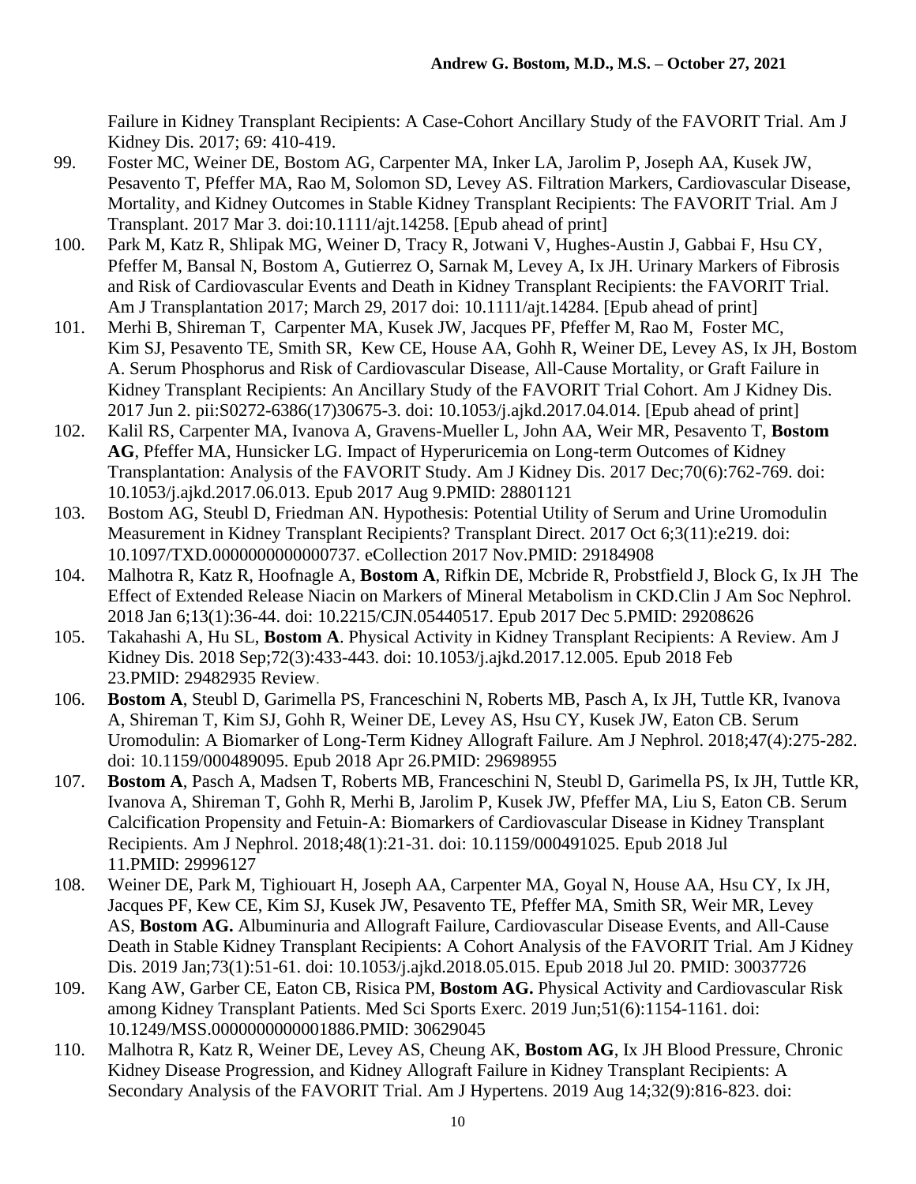Failure in Kidney Transplant Recipients: A Case-Cohort Ancillary Study of the FAVORIT Trial. Am J Kidney Dis. 2017; 69: 410-419.

99. Foster MC, Weiner DE, Bostom AG, Carpenter MA, Inker LA, Jarolim P, Joseph AA, Kusek JW, Pesavento T, Pfeffer MA, Rao M, Solomon SD, Levey AS. Filtration Markers, Cardiovascular Disease, Mortality, and Kidney Outcomes in Stable Kidney Transplant Recipients: The FAVORIT Trial. Am J Transplant. 2017 Mar 3. doi:10.1111/ajt.14258. [Epub ahead of print]
100. Park M, Katz R, Shlipak MG, Weiner D, Tracy R, Jotwani V, Hughes-Austin J, Gabbai F, Hsu CY, Pfeffer M, Bansal N, Bostom A, Gutierrez O, Sarnak M, Levey A, Ix JH. Urinary Markers of Fibrosis and Risk of Cardiovascular Events and Death in Kidney Transplant Recipients: the FAVORIT Trial. Am J Transplantation 2017; March 29, 2017 doi: 10.1111/ajt.14284. [Epub ahead of print]
101. Merhi B, Shireman T, Carpenter MA, Kusek JW, Jacques PF, Pfeffer M, Rao M, Foster MC, Kim SJ, Pesavento TE, Smith SR, Kew CE, House AA, Gohh R, Weiner DE, Levey AS, Ix JH, Bostom A. Serum Phosphorus and Risk of Cardiovascular Disease, All-Cause Mortality, or Graft Failure in Kidney Transplant Recipients: An Ancillary Study of the FAVORIT Trial Cohort. Am J Kidney Dis. 2017 Jun 2. pii:S0272-6386(17)30675-3. doi: 10.1053/j.ajkd.2017.04.014. [Epub ahead of print]
102. Kalil RS, Carpenter MA, Ivanova A, Gravens-Mueller L, John AA, Weir MR, Pesavento T, **Bostom AG**, Pfeffer MA, Hunsicker LG. Impact of Hyperuricemia on Long-term Outcomes of Kidney Transplantation: Analysis of the FAVORIT Study. Am J Kidney Dis. 2017 Dec;70(6):762-769. doi: 10.1053/j.ajkd.2017.06.013. Epub 2017 Aug 9.PMID: 28801121
103. Bostom AG, Steubl D, Friedman AN. Hypothesis: Potential Utility of Serum and Urine Uromodulin Measurement in Kidney Transplant Recipients? Transplant Direct. 2017 Oct 6;3(11):e219. doi: 10.1097/TXD.0000000000000737. eCollection 2017 Nov.PMID: 29184908
104. Malhotra R, Katz R, Hoofnagle A, **Bostom A**, Rifkin DE, Mcbride R, Probstfield J, Block G, Ix JH The Effect of Extended Release Niacin on Markers of Mineral Metabolism in CKD.Clin J Am Soc Nephrol. 2018 Jan 6;13(1):36-44. doi: 10.2215/CJN.05440517. Epub 2017 Dec 5.PMID: 29208626
105. Takahashi A, Hu SL, **Bostom A**. Physical Activity in Kidney Transplant Recipients: A Review. Am J Kidney Dis. 2018 Sep;72(3):433-443. doi: 10.1053/j.ajkd.2017.12.005. Epub 2018 Feb 23.PMID: 29482935 Review.
106. **Bostom A**, Steubl D, Garimella PS, Franceschini N, Roberts MB, Pasch A, Ix JH, Tuttle KR, Ivanova A, Shireman T, Kim SJ, Gohh R, Weiner DE, Levey AS, Hsu CY, Kusek JW, Eaton CB. Serum Uromodulin: A Biomarker of Long-Term Kidney Allograft Failure. Am J Nephrol. 2018;47(4):275-282. doi: 10.1159/000489095. Epub 2018 Apr 26.PMID: 29698955
107. **Bostom A**, Pasch A, Madsen T, Roberts MB, Franceschini N, Steubl D, Garimella PS, Ix JH, Tuttle KR, Ivanova A, Shireman T, Gohh R, Merhi B, Jarolim P, Kusek JW, Pfeffer MA, Liu S, Eaton CB. Serum Calcification Propensity and Fetuin-A: Biomarkers of Cardiovascular Disease in Kidney Transplant Recipients. Am J Nephrol. 2018;48(1):21-31. doi: 10.1159/000491025. Epub 2018 Jul 11.PMID: 29996127
108. Weiner DE, Park M, Tighiouart H, Joseph AA, Carpenter MA, Goyal N, House AA, Hsu CY, Ix JH, Jacques PF, Kew CE, Kim SJ, Kusek JW, Pesavento TE, Pfeffer MA, Smith SR, Weir MR, Levey AS, **Bostom AG.** Albuminuria and Allograft Failure, Cardiovascular Disease Events, and All-Cause Death in Stable Kidney Transplant Recipients: A Cohort Analysis of the FAVORIT Trial. Am J Kidney Dis. 2019 Jan;73(1):51-61. doi: 10.1053/j.ajkd.2018.05.015. Epub 2018 Jul 20. PMID: 30037726
109. Kang AW, Garber CE, Eaton CB, Risica PM, **Bostom AG.** Physical Activity and Cardiovascular Risk among Kidney Transplant Patients. Med Sci Sports Exerc. 2019 Jun;51(6):1154-1161. doi: 10.1249/MSS.0000000000001886.PMID: 30629045
110. Malhotra R, Katz R, Weiner DE, Levey AS, Cheung AK, **Bostom AG**, Ix JH Blood Pressure, Chronic Kidney Disease Progression, and Kidney Allograft Failure in Kidney Transplant Recipients: A Secondary Analysis of the FAVORIT Trial. Am J Hypertens. 2019 Aug 14;32(9):816-823. doi: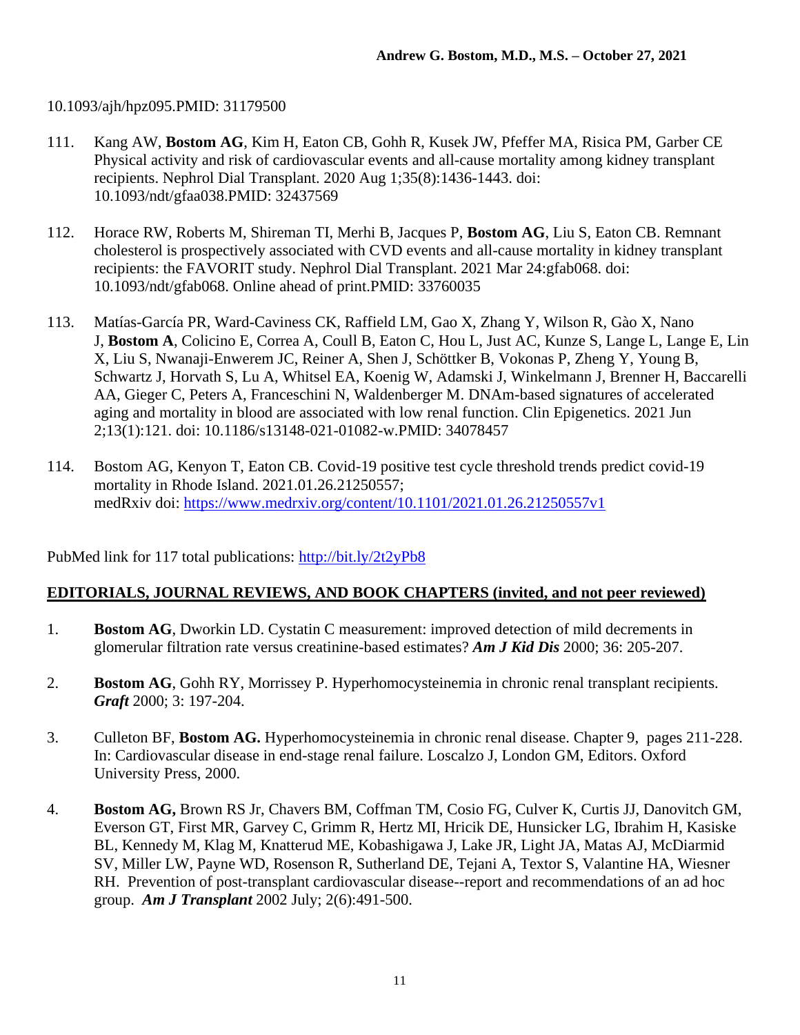10.1093/ajh/hpz095.PMID: 31179500

111. Kang AW, **Bostom AG**, Kim H, Eaton CB, Gohh R, Kusek JW, Pfeffer MA, Risica PM, Garber CE Physical activity and risk of cardiovascular events and all-cause mortality among kidney transplant recipients. Nephrol Dial Transplant. 2020 Aug 1;35(8):1436-1443. doi: 10.1093/ndt/gfaa038.PMID: 32437569

112. Horace RW, Roberts M, Shireman TI, Merhi B, Jacques P, **Bostom AG**, Liu S, Eaton CB. Remnant cholesterol is prospectively associated with CVD events and all-cause mortality in kidney transplant recipients: the FAVORIT study. Nephrol Dial Transplant. 2021 Mar 24:gfab068. doi: 10.1093/ndt/gfab068. Online ahead of print.PMID: 33760035

113. Matías-García PR, Ward-Caviness CK, Raffield LM, Gao X, Zhang Y, Wilson R, Gào X, Nano J, **Bostom A**, Colicino E, Correa A, Coull B, Eaton C, Hou L, Just AC, Kunze S, Lange L, Lange E, Lin X, Liu S, Nwanaji-Enwerem JC, Reiner A, Shen J, Schöttker B, Vokonas P, Zheng Y, Young B, Schwartz J, Horvath S, Lu A, Whitsel EA, Koenig W, Adamski J, Winkelmann J, Brenner H, Baccarelli AA, Gieger C, Peters A, Franceschini N, Waldenberger M. DNAm-based signatures of accelerated aging and mortality in blood are associated with low renal function. Clin Epigenetics. 2021 Jun 2;13(1):121. doi: 10.1186/s13148-021-01082-w.PMID: 34078457

114. Bostom AG, Kenyon T, Eaton CB. Covid-19 positive test cycle threshold trends predict covid-19 mortality in Rhode Island. 2021.01.26.21250557; medRxiv doi: https://www.medrxiv.org/content/10.1101/2021.01.26.21250557v1

PubMed link for 117 total publications: http://bit.ly/2t2yPb8

## EDITORIALS, JOURNAL REVIEWS, AND BOOK CHAPTERS (invited, and not peer reviewed)

1. **Bostom AG**, Dworkin LD. Cystatin C measurement: improved detection of mild decrements in glomerular filtration rate versus creatinine-based estimates? ***Am J Kid Dis*** 2000; 36: 205-207.

2. **Bostom AG**, Gohh RY, Morrissey P. Hyperhomocysteinemia in chronic renal transplant recipients. ***Graft*** 2000; 3: 197-204.

3. Culleton BF, **Bostom AG.** Hyperhomocysteinemia in chronic renal disease. Chapter 9, pages 211-228. In: Cardiovascular disease in end-stage renal failure. Loscalzo J, London GM, Editors. Oxford University Press, 2000.

4. **Bostom AG,** Brown RS Jr, Chavers BM, Coffman TM, Cosio FG, Culver K, Curtis JJ, Danovitch GM, Everson GT, First MR, Garvey C, Grimm R, Hertz MI, Hricik DE, Hunsicker LG, Ibrahim H, Kasiske BL, Kennedy M, Klag M, Knatterud ME, Kobashigawa J, Lake JR, Light JA, Matas AJ, McDiarmid SV, Miller LW, Payne WD, Rosenson R, Sutherland DE, Tejani A, Textor S, Valantine HA, Wiesner RH. Prevention of post-transplant cardiovascular disease--report and recommendations of an ad hoc group. ***Am J Transplant*** 2002 July; 2(6):491-500.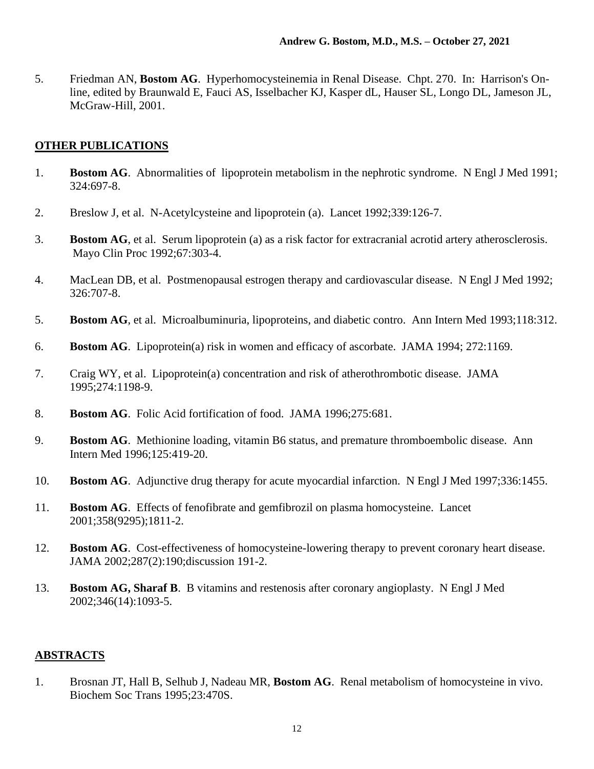5. Friedman AN, **Bostom AG**. Hyperhomocysteinemia in Renal Disease. Chpt. 270. In: Harrison's On-line, edited by Braunwald E, Fauci AS, Isselbacher KJ, Kasper dL, Hauser SL, Longo DL, Jameson JL, McGraw-Hill, 2001.

## OTHER PUBLICATIONS

1. **Bostom AG**. Abnormalities of lipoprotein metabolism in the nephrotic syndrome. N Engl J Med 1991; 324:697-8.

2. Breslow J, et al. N-Acetylcysteine and lipoprotein (a). Lancet 1992;339:126-7.

3. **Bostom AG**, et al. Serum lipoprotein (a) as a risk factor for extracranial acrotid artery atherosclerosis. Mayo Clin Proc 1992;67:303-4.

4. MacLean DB, et al. Postmenopausal estrogen therapy and cardiovascular disease. N Engl J Med 1992; 326:707-8.

5. **Bostom AG**, et al. Microalbuminuria, lipoproteins, and diabetic contro. Ann Intern Med 1993;118:312.

6. **Bostom AG**. Lipoprotein(a) risk in women and efficacy of ascorbate. JAMA 1994; 272:1169.

7. Craig WY, et al. Lipoprotein(a) concentration and risk of atherothrombotic disease. JAMA 1995;274:1198-9.

8. **Bostom AG**. Folic Acid fortification of food. JAMA 1996;275:681.

9. **Bostom AG**. Methionine loading, vitamin B6 status, and premature thromboembolic disease. Ann Intern Med 1996;125:419-20.

10. **Bostom AG**. Adjunctive drug therapy for acute myocardial infarction. N Engl J Med 1997;336:1455.

11. **Bostom AG**. Effects of fenofibrate and gemfibrozil on plasma homocysteine. Lancet 2001;358(9295);1811-2.

12. **Bostom AG**. Cost-effectiveness of homocysteine-lowering therapy to prevent coronary heart disease. JAMA 2002;287(2):190;discussion 191-2.

13. **Bostom AG, Sharaf B**. B vitamins and restenosis after coronary angioplasty. N Engl J Med 2002;346(14):1093-5.

## ABSTRACTS

1. Brosnan JT, Hall B, Selhub J, Nadeau MR, **Bostom AG**. Renal metabolism of homocysteine in vivo. Biochem Soc Trans 1995;23:470S.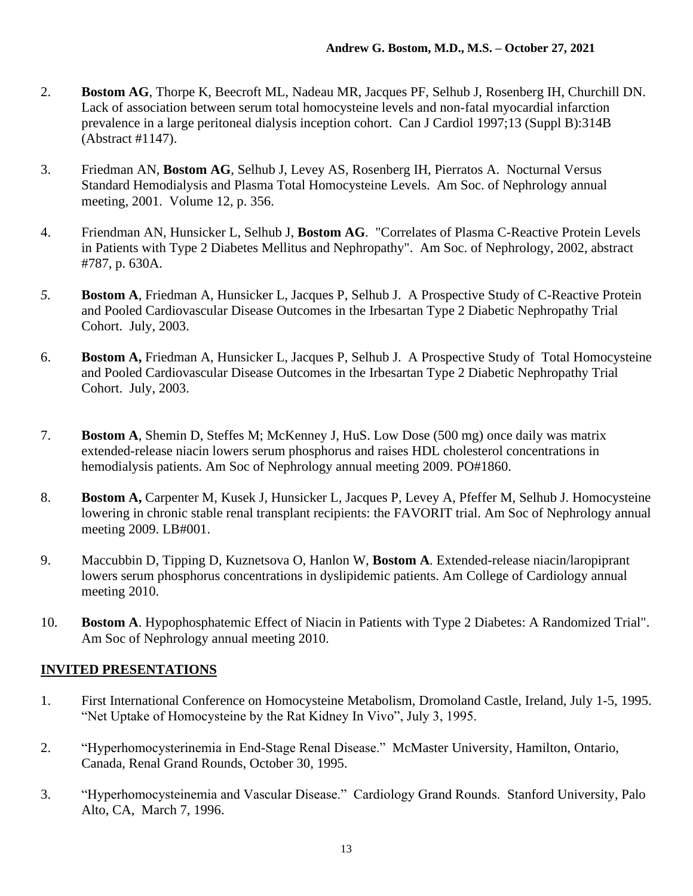2. **Bostom AG**, Thorpe K, Beecroft ML, Nadeau MR, Jacques PF, Selhub J, Rosenberg IH, Churchill DN. Lack of association between serum total homocysteine levels and non-fatal myocardial infarction prevalence in a large peritoneal dialysis inception cohort. Can J Cardiol 1997;13 (Suppl B):314B (Abstract #1147).

3. Friedman AN, **Bostom AG**, Selhub J, Levey AS, Rosenberg IH, Pierratos A. Nocturnal Versus Standard Hemodialysis and Plasma Total Homocysteine Levels. Am Soc. of Nephrology annual meeting, 2001. Volume 12, p. 356.

4. Friendman AN, Hunsicker L, Selhub J, **Bostom AG**. "Correlates of Plasma C-Reactive Protein Levels in Patients with Type 2 Diabetes Mellitus and Nephropathy". Am Soc. of Nephrology, 2002, abstract #787, p. 630A.

5. **Bostom A**, Friedman A, Hunsicker L, Jacques P, Selhub J. A Prospective Study of C-Reactive Protein and Pooled Cardiovascular Disease Outcomes in the Irbesartan Type 2 Diabetic Nephropathy Trial Cohort. July, 2003.

6. **Bostom A,** Friedman A, Hunsicker L, Jacques P, Selhub J. A Prospective Study of Total Homocysteine and Pooled Cardiovascular Disease Outcomes in the Irbesartan Type 2 Diabetic Nephropathy Trial Cohort. July, 2003.

7. **Bostom A**, Shemin D, Steffes M; McKenney J, HuS. Low Dose (500 mg) once daily was matrix extended-release niacin lowers serum phosphorus and raises HDL cholesterol concentrations in hemodialysis patients. Am Soc of Nephrology annual meeting 2009. PO#1860.

8. **Bostom A,** Carpenter M, Kusek J, Hunsicker L, Jacques P, Levey A, Pfeffer M, Selhub J. Homocysteine lowering in chronic stable renal transplant recipients: the FAVORIT trial. Am Soc of Nephrology annual meeting 2009. LB#001.

9. Maccubbin D, Tipping D, Kuznetsova O, Hanlon W, **Bostom A**. Extended-release niacin/laropiprant lowers serum phosphorus concentrations in dyslipidemic patients. Am College of Cardiology annual meeting 2010.

10. **Bostom A**. Hypophosphatemic Effect of Niacin in Patients with Type 2 Diabetes: A Randomized Trial". Am Soc of Nephrology annual meeting 2010.

## INVITED PRESENTATIONS

1. First International Conference on Homocysteine Metabolism, Dromoland Castle, Ireland, July 1-5, 1995. "Net Uptake of Homocysteine by the Rat Kidney In Vivo", July 3, 1995.

2. "Hyperhomocysterinemia in End-Stage Renal Disease." McMaster University, Hamilton, Ontario, Canada, Renal Grand Rounds, October 30, 1995.

3. "Hyperhomocysteinemia and Vascular Disease." Cardiology Grand Rounds. Stanford University, Palo Alto, CA, March 7, 1996.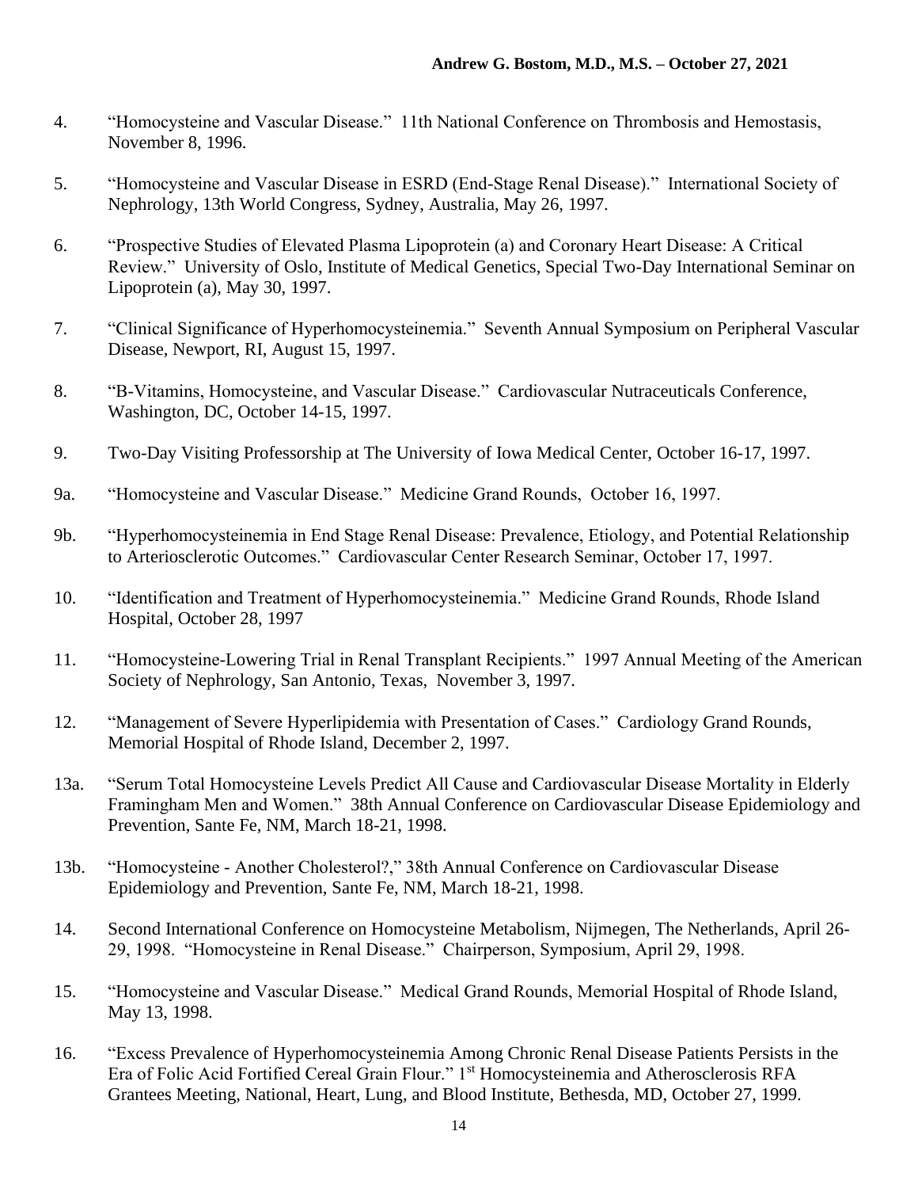4. “Homocysteine and Vascular Disease.” 11th National Conference on Thrombosis and Hemostasis, November 8, 1996.

5. “Homocysteine and Vascular Disease in ESRD (End-Stage Renal Disease).” International Society of Nephrology, 13th World Congress, Sydney, Australia, May 26, 1997.

6. “Prospective Studies of Elevated Plasma Lipoprotein (a) and Coronary Heart Disease: A Critical Review.” University of Oslo, Institute of Medical Genetics, Special Two-Day International Seminar on Lipoprotein (a), May 30, 1997.

7. “Clinical Significance of Hyperhomocysteinemia.” Seventh Annual Symposium on Peripheral Vascular Disease, Newport, RI, August 15, 1997.

8. “B-Vitamins, Homocysteine, and Vascular Disease.” Cardiovascular Nutraceuticals Conference, Washington, DC, October 14-15, 1997.

9. Two-Day Visiting Professorship at The University of Iowa Medical Center, October 16-17, 1997.

9a. “Homocysteine and Vascular Disease.” Medicine Grand Rounds, October 16, 1997.

9b. “Hyperhomocysteinemia in End Stage Renal Disease: Prevalence, Etiology, and Potential Relationship to Arteriosclerotic Outcomes.” Cardiovascular Center Research Seminar, October 17, 1997.

10. “Identification and Treatment of Hyperhomocysteinemia.” Medicine Grand Rounds, Rhode Island Hospital, October 28, 1997

11. “Homocysteine-Lowering Trial in Renal Transplant Recipients.” 1997 Annual Meeting of the American Society of Nephrology, San Antonio, Texas, November 3, 1997.

12. “Management of Severe Hyperlipidemia with Presentation of Cases.” Cardiology Grand Rounds, Memorial Hospital of Rhode Island, December 2, 1997.

13a. “Serum Total Homocysteine Levels Predict All Cause and Cardiovascular Disease Mortality in Elderly Framingham Men and Women.” 38th Annual Conference on Cardiovascular Disease Epidemiology and Prevention, Sante Fe, NM, March 18-21, 1998.

13b. “Homocysteine - Another Cholesterol?,” 38th Annual Conference on Cardiovascular Disease Epidemiology and Prevention, Sante Fe, NM, March 18-21, 1998.

14. Second International Conference on Homocysteine Metabolism, Nijmegen, The Netherlands, April 26-29, 1998. “Homocysteine in Renal Disease.” Chairperson, Symposium, April 29, 1998.

15. “Homocysteine and Vascular Disease.” Medical Grand Rounds, Memorial Hospital of Rhode Island, May 13, 1998.

16. “Excess Prevalence of Hyperhomocysteinemia Among Chronic Renal Disease Patients Persists in the Era of Folic Acid Fortified Cereal Grain Flour.” 1st Homocysteinemia and Atherosclerosis RFA Grantees Meeting, National, Heart, Lung, and Blood Institute, Bethesda, MD, October 27, 1999.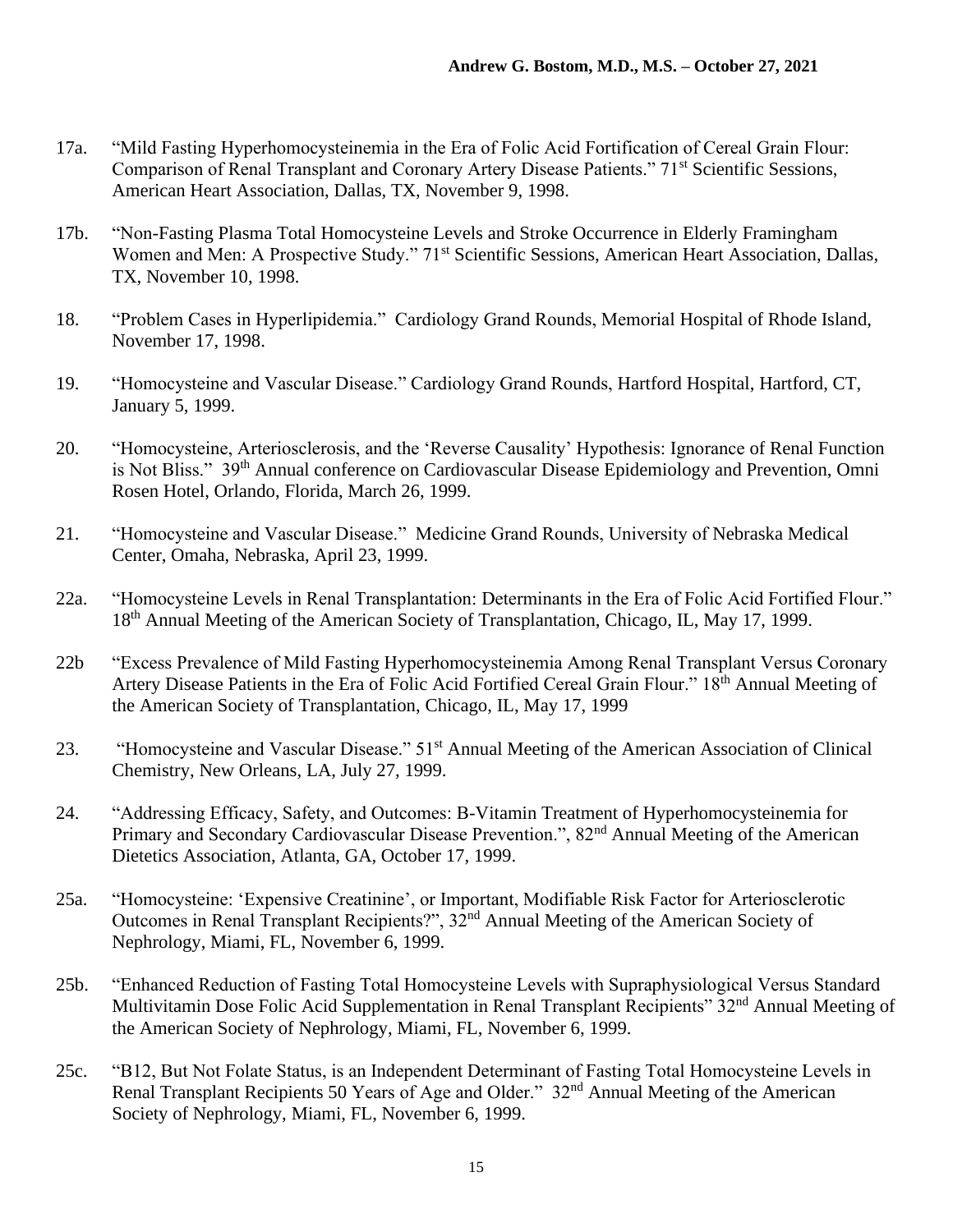17a. "Mild Fasting Hyperhomocysteinemia in the Era of Folic Acid Fortification of Cereal Grain Flour: Comparison of Renal Transplant and Coronary Artery Disease Patients." 71st Scientific Sessions, American Heart Association, Dallas, TX, November 9, 1998.

17b. "Non-Fasting Plasma Total Homocysteine Levels and Stroke Occurrence in Elderly Framingham Women and Men: A Prospective Study." 71st Scientific Sessions, American Heart Association, Dallas, TX, November 10, 1998.

18. "Problem Cases in Hyperlipidemia." Cardiology Grand Rounds, Memorial Hospital of Rhode Island, November 17, 1998.

19. "Homocysteine and Vascular Disease." Cardiology Grand Rounds, Hartford Hospital, Hartford, CT, January 5, 1999.

20. "Homocysteine, Arteriosclerosis, and the 'Reverse Causality' Hypothesis: Ignorance of Renal Function is Not Bliss." 39th Annual conference on Cardiovascular Disease Epidemiology and Prevention, Omni Rosen Hotel, Orlando, Florida, March 26, 1999.

21. "Homocysteine and Vascular Disease." Medicine Grand Rounds, University of Nebraska Medical Center, Omaha, Nebraska, April 23, 1999.

22a. "Homocysteine Levels in Renal Transplantation: Determinants in the Era of Folic Acid Fortified Flour." 18th Annual Meeting of the American Society of Transplantation, Chicago, IL, May 17, 1999.

22b "Excess Prevalence of Mild Fasting Hyperhomocysteinemia Among Renal Transplant Versus Coronary Artery Disease Patients in the Era of Folic Acid Fortified Cereal Grain Flour." 18th Annual Meeting of the American Society of Transplantation, Chicago, IL, May 17, 1999

23. "Homocysteine and Vascular Disease." 51st Annual Meeting of the American Association of Clinical Chemistry, New Orleans, LA, July 27, 1999.

24. "Addressing Efficacy, Safety, and Outcomes: B-Vitamin Treatment of Hyperhomocysteinemia for Primary and Secondary Cardiovascular Disease Prevention.", 82nd Annual Meeting of the American Dietetics Association, Atlanta, GA, October 17, 1999.

25a. "Homocysteine: 'Expensive Creatinine', or Important, Modifiable Risk Factor for Arteriosclerotic Outcomes in Renal Transplant Recipients?", 32nd Annual Meeting of the American Society of Nephrology, Miami, FL, November 6, 1999.

25b. "Enhanced Reduction of Fasting Total Homocysteine Levels with Supraphysiological Versus Standard Multivitamin Dose Folic Acid Supplementation in Renal Transplant Recipients" 32nd Annual Meeting of the American Society of Nephrology, Miami, FL, November 6, 1999.

25c. "B12, But Not Folate Status, is an Independent Determinant of Fasting Total Homocysteine Levels in Renal Transplant Recipients 50 Years of Age and Older." 32nd Annual Meeting of the American Society of Nephrology, Miami, FL, November 6, 1999.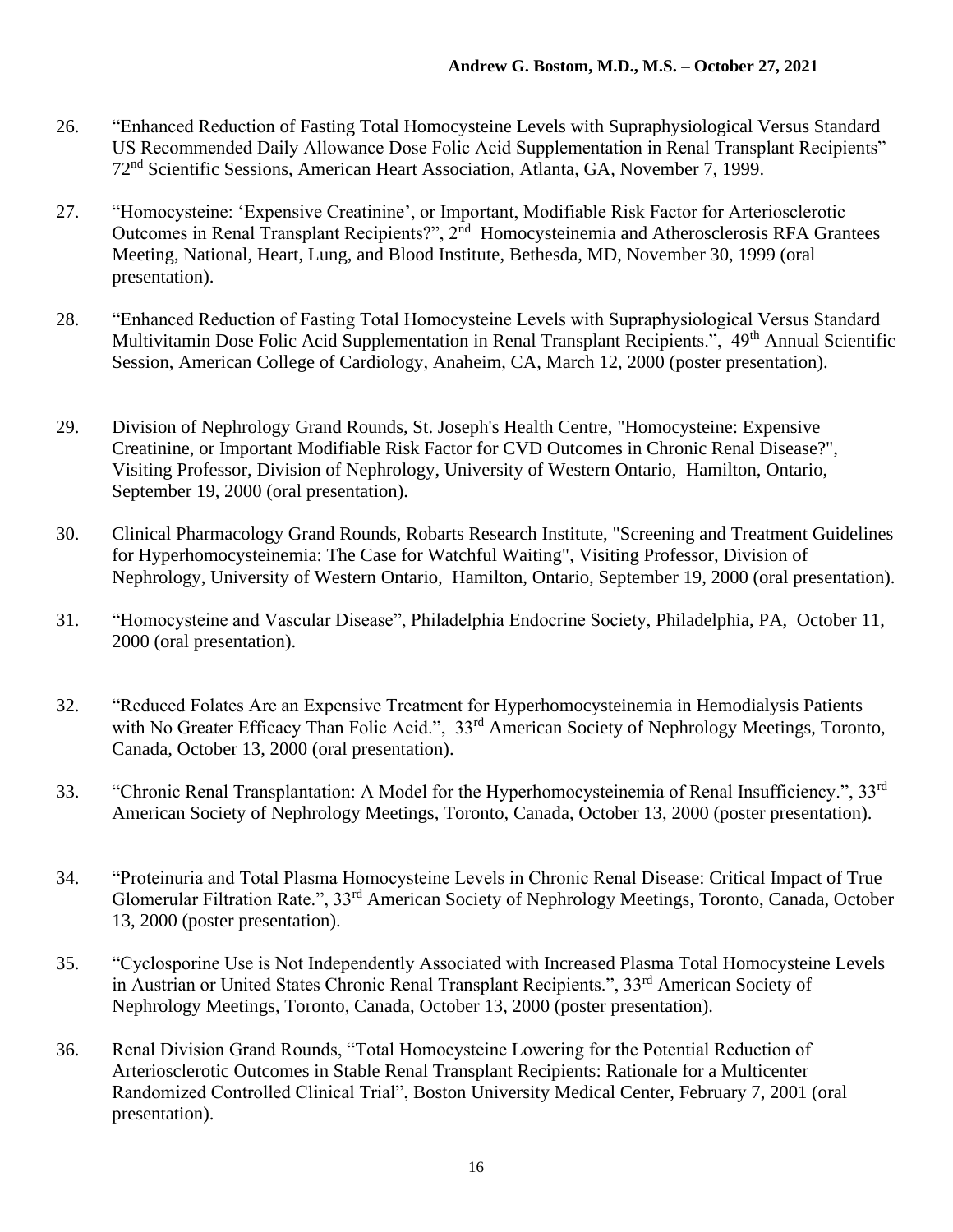26. "Enhanced Reduction of Fasting Total Homocysteine Levels with Supraphysiological Versus Standard US Recommended Daily Allowance Dose Folic Acid Supplementation in Renal Transplant Recipients" 72nd Scientific Sessions, American Heart Association, Atlanta, GA, November 7, 1999.

27. "Homocysteine: 'Expensive Creatinine', or Important, Modifiable Risk Factor for Arteriosclerotic Outcomes in Renal Transplant Recipients?", 2nd Homocysteinemia and Atherosclerosis RFA Grantees Meeting, National, Heart, Lung, and Blood Institute, Bethesda, MD, November 30, 1999 (oral presentation).

28. "Enhanced Reduction of Fasting Total Homocysteine Levels with Supraphysiological Versus Standard Multivitamin Dose Folic Acid Supplementation in Renal Transplant Recipients.", 49th Annual Scientific Session, American College of Cardiology, Anaheim, CA, March 12, 2000 (poster presentation).

29. Division of Nephrology Grand Rounds, St. Joseph's Health Centre, "Homocysteine: Expensive Creatinine, or Important Modifiable Risk Factor for CVD Outcomes in Chronic Renal Disease?", Visiting Professor, Division of Nephrology, University of Western Ontario, Hamilton, Ontario, September 19, 2000 (oral presentation).

30. Clinical Pharmacology Grand Rounds, Robarts Research Institute, "Screening and Treatment Guidelines for Hyperhomocysteinemia: The Case for Watchful Waiting", Visiting Professor, Division of Nephrology, University of Western Ontario, Hamilton, Ontario, September 19, 2000 (oral presentation).

31. "Homocysteine and Vascular Disease", Philadelphia Endocrine Society, Philadelphia, PA, October 11, 2000 (oral presentation).

32. "Reduced Folates Are an Expensive Treatment for Hyperhomocysteinemia in Hemodialysis Patients with No Greater Efficacy Than Folic Acid.", 33rd American Society of Nephrology Meetings, Toronto, Canada, October 13, 2000 (oral presentation).

33. "Chronic Renal Transplantation: A Model for the Hyperhomocysteinemia of Renal Insufficiency.", 33rd American Society of Nephrology Meetings, Toronto, Canada, October 13, 2000 (poster presentation).

34. "Proteinuria and Total Plasma Homocysteine Levels in Chronic Renal Disease: Critical Impact of True Glomerular Filtration Rate.", 33rd American Society of Nephrology Meetings, Toronto, Canada, October 13, 2000 (poster presentation).

35. "Cyclosporine Use is Not Independently Associated with Increased Plasma Total Homocysteine Levels in Austrian or United States Chronic Renal Transplant Recipients.", 33rd American Society of Nephrology Meetings, Toronto, Canada, October 13, 2000 (poster presentation).

36. Renal Division Grand Rounds, "Total Homocysteine Lowering for the Potential Reduction of Arteriosclerotic Outcomes in Stable Renal Transplant Recipients: Rationale for a Multicenter Randomized Controlled Clinical Trial", Boston University Medical Center, February 7, 2001 (oral presentation).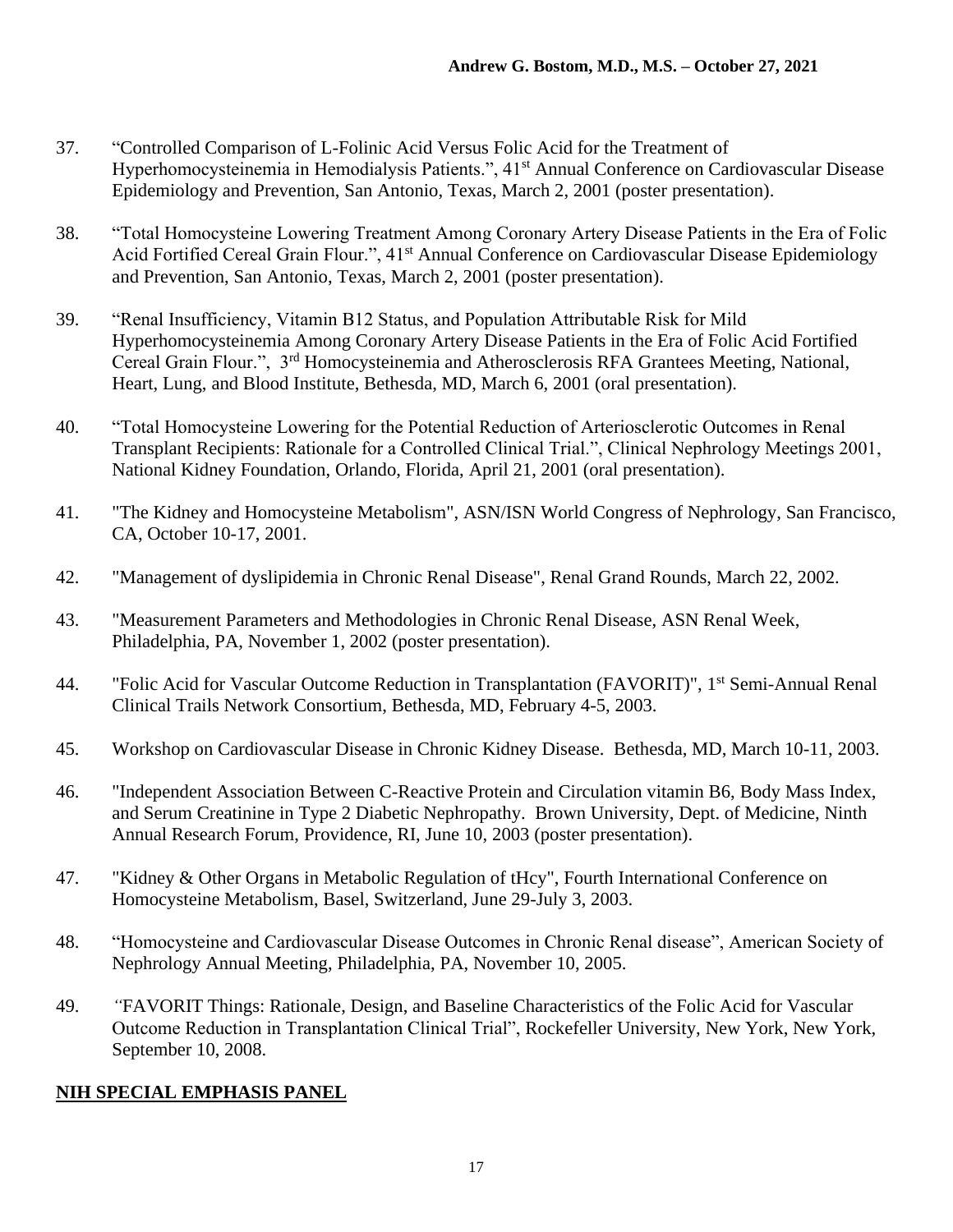37. "Controlled Comparison of L-Folinic Acid Versus Folic Acid for the Treatment of Hyperhomocysteinemia in Hemodialysis Patients.", 41st Annual Conference on Cardiovascular Disease Epidemiology and Prevention, San Antonio, Texas, March 2, 2001 (poster presentation).

38. "Total Homocysteine Lowering Treatment Among Coronary Artery Disease Patients in the Era of Folic Acid Fortified Cereal Grain Flour.", 41st Annual Conference on Cardiovascular Disease Epidemiology and Prevention, San Antonio, Texas, March 2, 2001 (poster presentation).

39. "Renal Insufficiency, Vitamin B12 Status, and Population Attributable Risk for Mild Hyperhomocysteinemia Among Coronary Artery Disease Patients in the Era of Folic Acid Fortified Cereal Grain Flour.", 3rd Homocysteinemia and Atherosclerosis RFA Grantees Meeting, National, Heart, Lung, and Blood Institute, Bethesda, MD, March 6, 2001 (oral presentation).

40. "Total Homocysteine Lowering for the Potential Reduction of Arteriosclerotic Outcomes in Renal Transplant Recipients: Rationale for a Controlled Clinical Trial.", Clinical Nephrology Meetings 2001, National Kidney Foundation, Orlando, Florida, April 21, 2001 (oral presentation).

41. "The Kidney and Homocysteine Metabolism", ASN/ISN World Congress of Nephrology, San Francisco, CA, October 10-17, 2001.

42. "Management of dyslipidemia in Chronic Renal Disease", Renal Grand Rounds, March 22, 2002.

43. "Measurement Parameters and Methodologies in Chronic Renal Disease, ASN Renal Week, Philadelphia, PA, November 1, 2002 (poster presentation).

44. "Folic Acid for Vascular Outcome Reduction in Transplantation (FAVORIT)", 1st Semi-Annual Renal Clinical Trails Network Consortium, Bethesda, MD, February 4-5, 2003.

45. Workshop on Cardiovascular Disease in Chronic Kidney Disease. Bethesda, MD, March 10-11, 2003.

46. "Independent Association Between C-Reactive Protein and Circulation vitamin B6, Body Mass Index, and Serum Creatinine in Type 2 Diabetic Nephropathy. Brown University, Dept. of Medicine, Ninth Annual Research Forum, Providence, RI, June 10, 2003 (poster presentation).

47. "Kidney & Other Organs in Metabolic Regulation of tHcy", Fourth International Conference on Homocysteine Metabolism, Basel, Switzerland, June 29-July 3, 2003.

48. "Homocysteine and Cardiovascular Disease Outcomes in Chronic Renal disease", American Society of Nephrology Annual Meeting, Philadelphia, PA, November 10, 2005.

49. "FAVORIT Things: Rationale, Design, and Baseline Characteristics of the Folic Acid for Vascular Outcome Reduction in Transplantation Clinical Trial", Rockefeller University, New York, New York, September 10, 2008.

## NIH SPECIAL EMPHASIS PANEL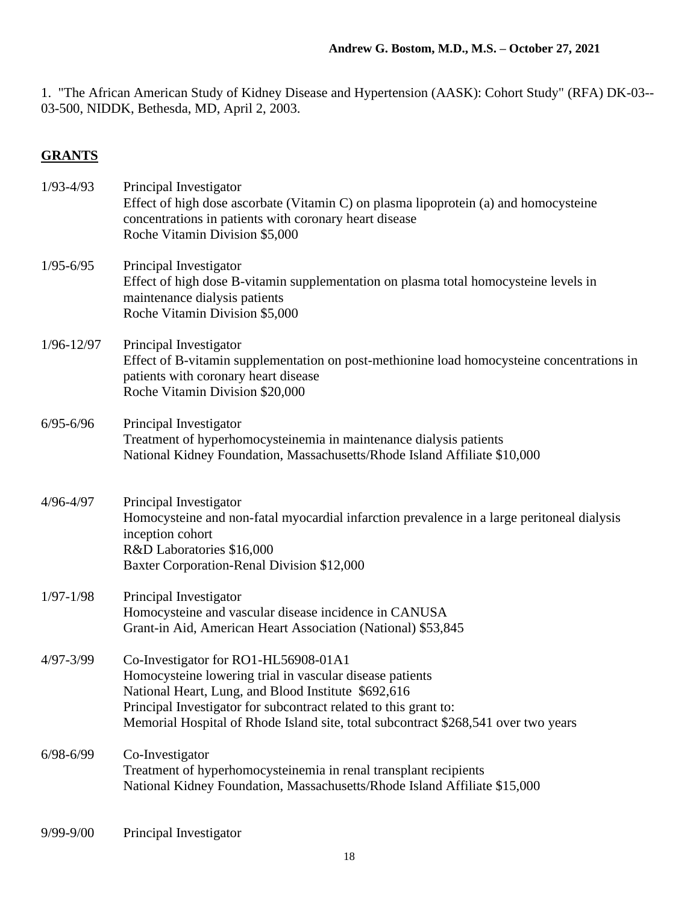1. "The African American Study of Kidney Disease and Hypertension (AASK): Cohort Study" (RFA) DK-03--03-500, NIDDK, Bethesda, MD, April 2, 2003.

## GRANTS

1/93-4/93 Principal Investigator
Effect of high dose ascorbate (Vitamin C) on plasma lipoprotein (a) and homocysteine concentrations in patients with coronary heart disease
Roche Vitamin Division $5,000

1/95-6/95 Principal Investigator
Effect of high dose B-vitamin supplementation on plasma total homocysteine levels in maintenance dialysis patients
Roche Vitamin Division $5,000

1/96-12/97 Principal Investigator
Effect of B-vitamin supplementation on post-methionine load homocysteine concentrations in patients with coronary heart disease
Roche Vitamin Division $20,000

6/95-6/96 Principal Investigator
Treatment of hyperhomocysteinemia in maintenance dialysis patients
National Kidney Foundation, Massachusetts/Rhode Island Affiliate $10,000

4/96-4/97 Principal Investigator
Homocysteine and non-fatal myocardial infarction prevalence in a large peritoneal dialysis inception cohort
R&D Laboratories $16,000
Baxter Corporation-Renal Division $12,000

1/97-1/98 Principal Investigator
Homocysteine and vascular disease incidence in CANUSA
Grant-in Aid, American Heart Association (National) $53,845

4/97-3/99 Co-Investigator for RO1-HL56908-01A1
Homocysteine lowering trial in vascular disease patients
National Heart, Lung, and Blood Institute $692,616
Principal Investigator for subcontract related to this grant to:
Memorial Hospital of Rhode Island site, total subcontract $268,541 over two years

6/98-6/99 Co-Investigator
Treatment of hyperhomocysteinemia in renal transplant recipients
National Kidney Foundation, Massachusetts/Rhode Island Affiliate $15,000

9/99-9/00 Principal Investigator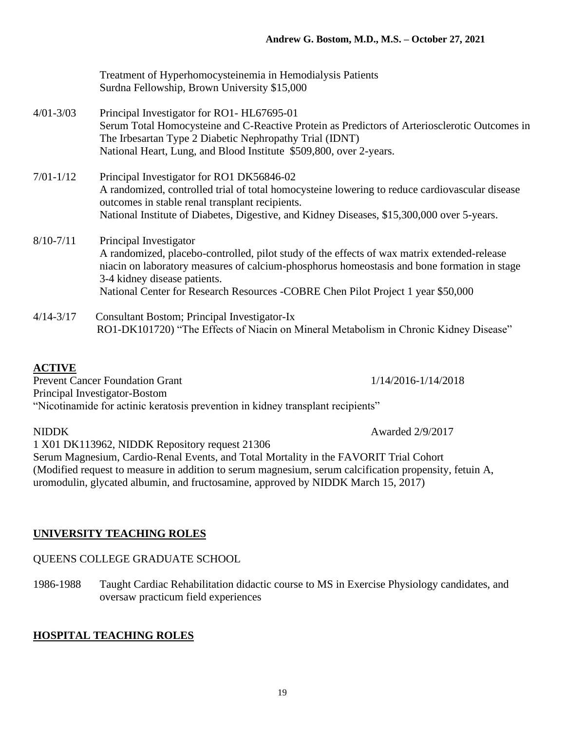Treatment of Hyperhomocysteinemia in Hemodialysis Patients
Surdna Fellowship, Brown University $15,000

4/01-3/03 Principal Investigator for RO1- HL67695-01
Serum Total Homocysteine and C-Reactive Protein as Predictors of Arteriosclerotic Outcomes in The Irbesartan Type 2 Diabetic Nephropathy Trial (IDNT)
National Heart, Lung, and Blood Institute $509,800, over 2-years.

7/01-1/12 Principal Investigator for RO1 DK56846-02
A randomized, controlled trial of total homocysteine lowering to reduce cardiovascular disease outcomes in stable renal transplant recipients.
National Institute of Diabetes, Digestive, and Kidney Diseases, $15,300,000 over 5-years.

8/10-7/11 Principal Investigator
A randomized, placebo-controlled, pilot study of the effects of wax matrix extended-release niacin on laboratory measures of calcium-phosphorus homeostasis and bone formation in stage 3-4 kidney disease patients.
National Center for Research Resources -COBRE Chen Pilot Project 1 year $50,000

4/14-3/17 Consultant Bostom; Principal Investigator-Ix
RO1-DK101720) "The Effects of Niacin on Mineral Metabolism in Chronic Kidney Disease"

## ACTIVE

Prevent Cancer Foundation Grant 1/14/2016-1/14/2018
Principal Investigator-Bostom
"Nicotinamide for actinic keratosis prevention in kidney transplant recipients"

NIDDK Awarded 2/9/2017
1 X01 DK113962, NIDDK Repository request 21306
Serum Magnesium, Cardio-Renal Events, and Total Mortality in the FAVORIT Trial Cohort
(Modified request to measure in addition to serum magnesium, serum calcification propensity, fetuin A, uromodulin, glycated albumin, and fructosamine, approved by NIDDK March 15, 2017)

## UNIVERSITY TEACHING ROLES

QUEENS COLLEGE GRADUATE SCHOOL

1986-1988 Taught Cardiac Rehabilitation didactic course to MS in Exercise Physiology candidates, and oversaw practicum field experiences

## HOSPITAL TEACHING ROLES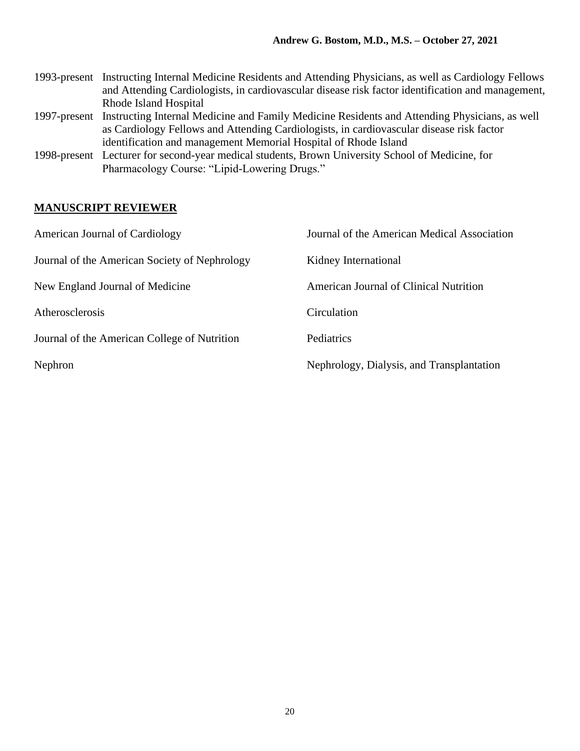1993-present Instructing Internal Medicine Residents and Attending Physicians, as well as Cardiology Fellows and Attending Cardiologists, in cardiovascular disease risk factor identification and management, Rhode Island Hospital

1997-present Instructing Internal Medicine and Family Medicine Residents and Attending Physicians, as well as Cardiology Fellows and Attending Cardiologists, in cardiovascular disease risk factor identification and management Memorial Hospital of Rhode Island

1998-present Lecturer for second-year medical students, Brown University School of Medicine, for Pharmacology Course: "Lipid-Lowering Drugs."

## MANUSCRIPT REVIEWER

American Journal of Cardiology

Journal of the American Medical Association

Journal of the American Society of Nephrology

Kidney International

New England Journal of Medicine

American Journal of Clinical Nutrition

Atherosclerosis

Circulation

Journal of the American College of Nutrition

Pediatrics

Nephron

Nephrology, Dialysis, and Transplantation